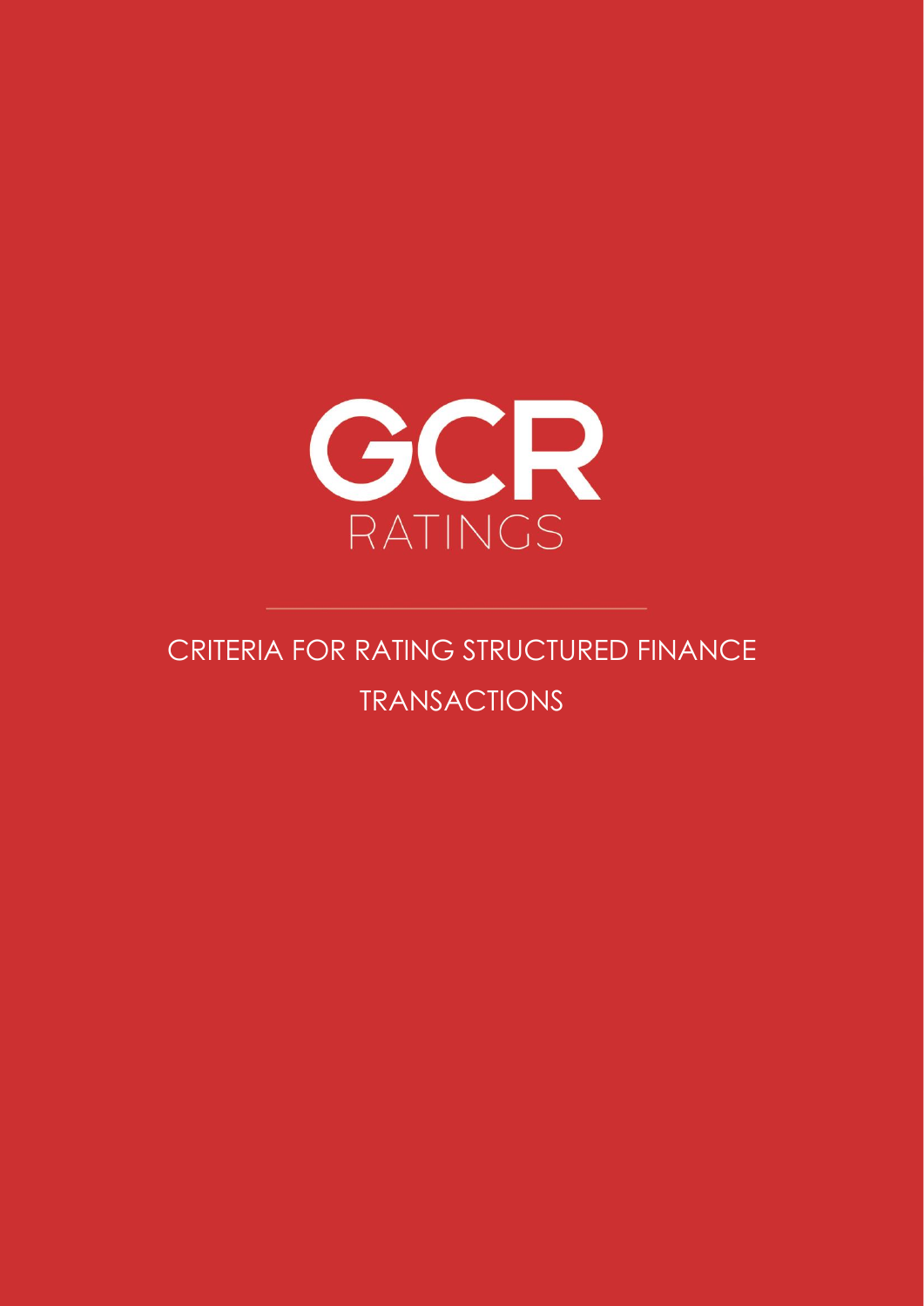GCR

RATINGS

# CRITERIA FOR RATING STRUCTURED FINANCE TRANSACTIONS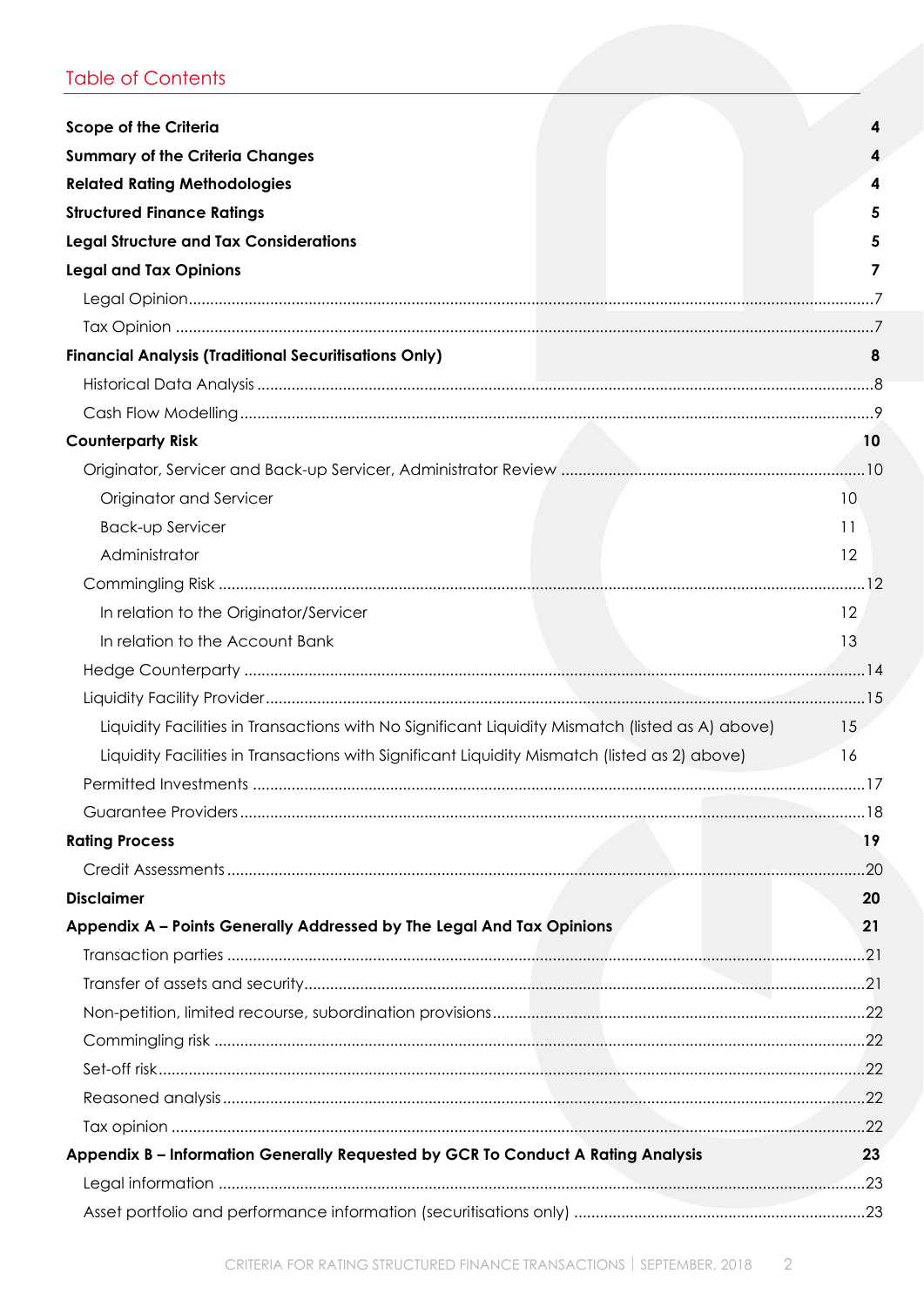## Table of Contents

**Scope of the Criteria** 4

**Summary of the Criteria Changes** 4

**Related Rating Methodologies** 4

**Structured Finance Ratings** 5

**Legal Structure and Tax Considerations** 5

**Legal and Tax Opinions** 7

- Legal Opinion 7
- Tax Opinion 7

**Financial Analysis (Traditional Securitisations Only)** 8

- Historical Data Analysis 8
- Cash Flow Modelling 9

**Counterparty Risk** 10

- Originator, Servicer and Back-up Servicer, Administrator Review 10
  - Originator and Servicer 10
  - Back-up Servicer 11
  - Administrator 12
- Commingling Risk 12
  - In relation to the Originator/Servicer 12
  - In relation to the Account Bank 13
- Hedge Counterparty 14
- Liquidity Facility Provider 15
  - Liquidity Facilities in Transactions with No Significant Liquidity Mismatch (listed as A) above) 15
  - Liquidity Facilities in Transactions with Significant Liquidity Mismatch (listed as 2) above) 16
- Permitted Investments 17
- Guarantee Providers 18

**Rating Process** 19

- Credit Assessments 20

**Disclaimer** 20

**Appendix A – Points Generally Addressed by The Legal And Tax Opinions** 21

- Transaction parties 21
- Transfer of assets and security 21
- Non-petition, limited recourse, subordination provisions 22
- Commingling risk 22
- Set-off risk 22
- Reasoned analysis 22
- Tax opinion 22

**Appendix B – Information Generally Requested by GCR To Conduct A Rating Analysis** 23

- Legal information 23
- Asset portfolio and performance information (securitisations only) 23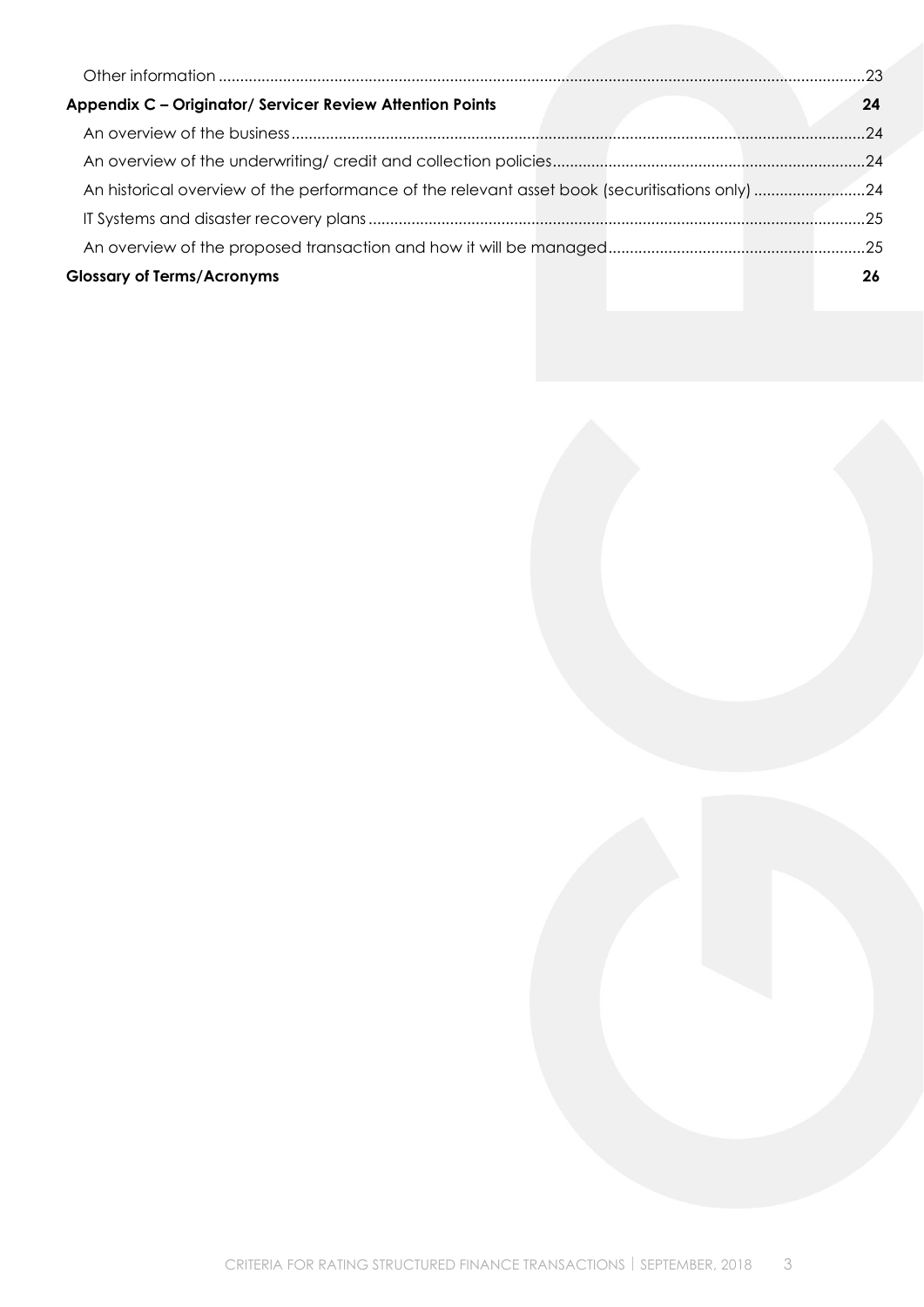Other information ..... 23

**Appendix C – Originator/ Servicer Review Attention Points** **24**

An overview of the business ..... 24

An overview of the underwriting/ credit and collection policies ..... 24

An historical overview of the performance of the relevant asset book (securitisations only) ..... 24

IT Systems and disaster recovery plans ..... 25

An overview of the proposed transaction and how it will be managed ..... 25

**Glossary of Terms/Acronyms** **26**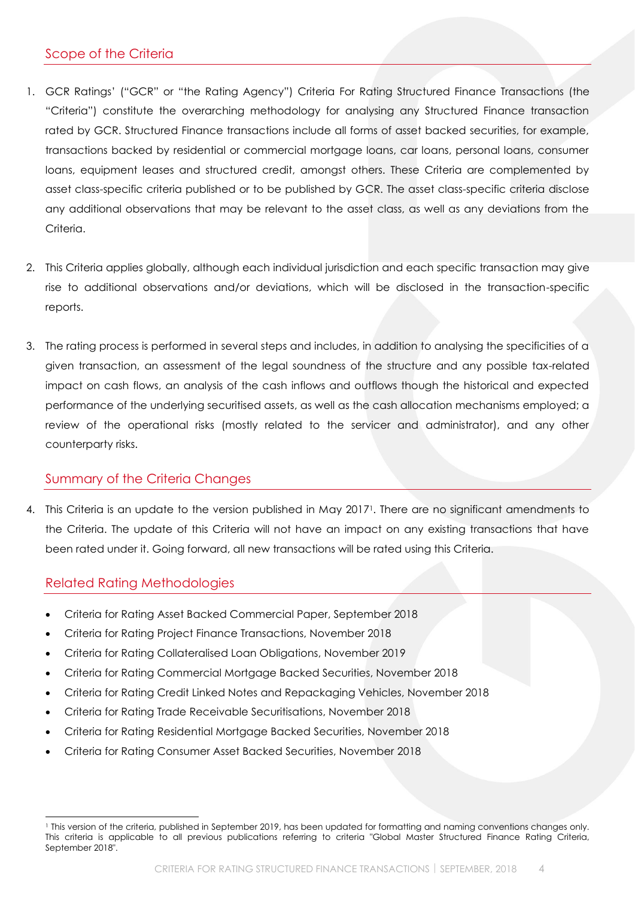## Scope of the Criteria

1. GCR Ratings' ("GCR" or "the Rating Agency") Criteria For Rating Structured Finance Transactions (the "Criteria") constitute the overarching methodology for analysing any Structured Finance transaction rated by GCR. Structured Finance transactions include all forms of asset backed securities, for example, transactions backed by residential or commercial mortgage loans, car loans, personal loans, consumer loans, equipment leases and structured credit, amongst others. These Criteria are complemented by asset class-specific criteria published or to be published by GCR. The asset class-specific criteria disclose any additional observations that may be relevant to the asset class, as well as any deviations from the Criteria.

2. This Criteria applies globally, although each individual jurisdiction and each specific transaction may give rise to additional observations and/or deviations, which will be disclosed in the transaction-specific reports.

3. The rating process is performed in several steps and includes, in addition to analysing the specificities of a given transaction, an assessment of the legal soundness of the structure and any possible tax-related impact on cash flows, an analysis of the cash inflows and outflows though the historical and expected performance of the underlying securitised assets, as well as the cash allocation mechanisms employed; a review of the operational risks (mostly related to the servicer and administrator), and any other counterparty risks.

## Summary of the Criteria Changes

4. This Criteria is an update to the version published in May 2017[1]. There are no significant amendments to the Criteria. The update of this Criteria will not have an impact on any existing transactions that have been rated under it. Going forward, all new transactions will be rated using this Criteria.

## Related Rating Methodologies

- Criteria for Rating Asset Backed Commercial Paper, September 2018
- Criteria for Rating Project Finance Transactions, November 2018
- Criteria for Rating Collateralised Loan Obligations, November 2019
- Criteria for Rating Commercial Mortgage Backed Securities, November 2018
- Criteria for Rating Credit Linked Notes and Repackaging Vehicles, November 2018
- Criteria for Rating Trade Receivable Securitisations, November 2018
- Criteria for Rating Residential Mortgage Backed Securities, November 2018
- Criteria for Rating Consumer Asset Backed Securities, November 2018

[1] This version of the criteria, published in September 2019, has been updated for formatting and naming conventions changes only. This criteria is applicable to all previous publications referring to criteria "Global Master Structured Finance Rating Criteria, September 2018".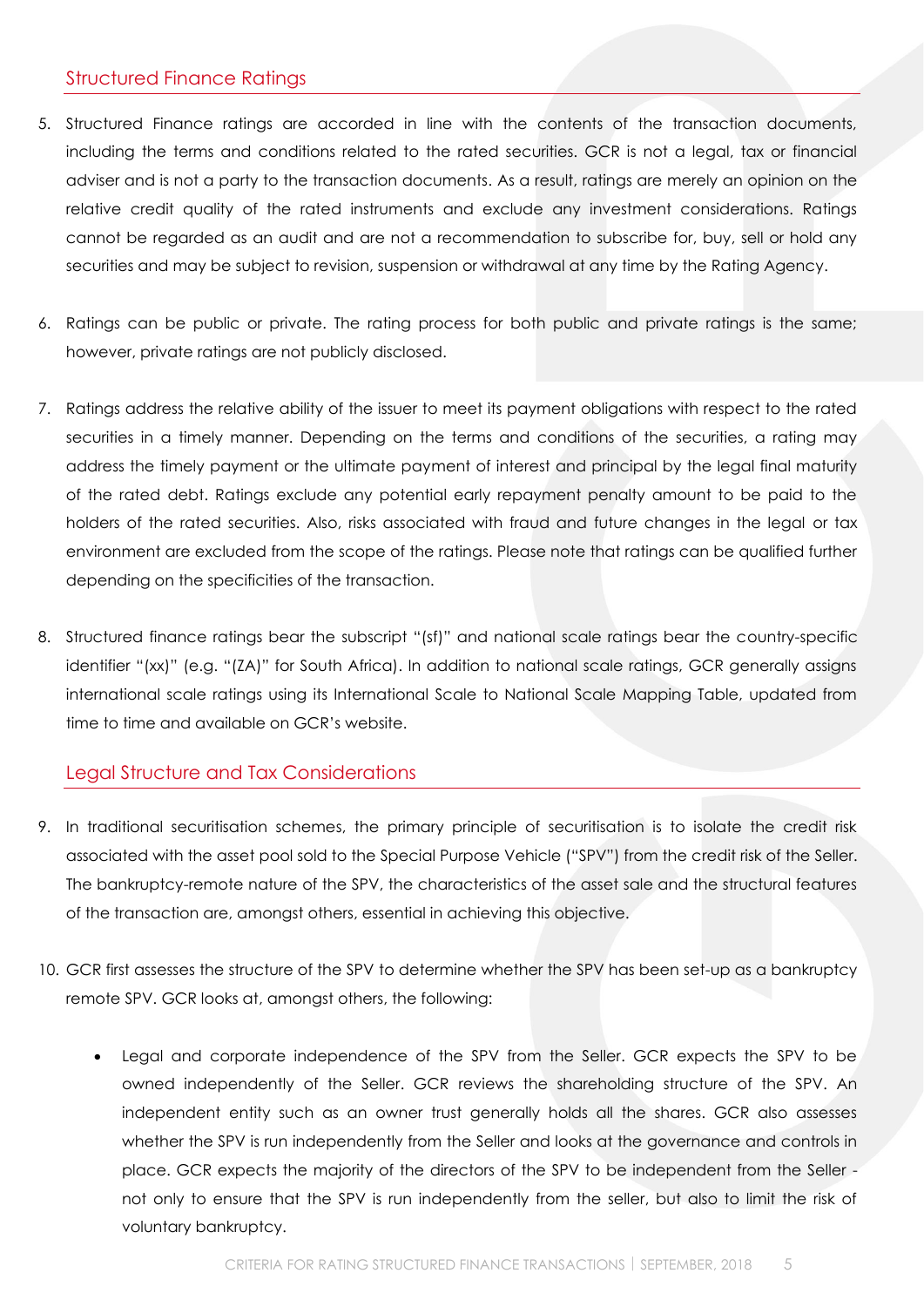## Structured Finance Ratings

5. Structured Finance ratings are accorded in line with the contents of the transaction documents, including the terms and conditions related to the rated securities. GCR is not a legal, tax or financial adviser and is not a party to the transaction documents. As a result, ratings are merely an opinion on the relative credit quality of the rated instruments and exclude any investment considerations. Ratings cannot be regarded as an audit and are not a recommendation to subscribe for, buy, sell or hold any securities and may be subject to revision, suspension or withdrawal at any time by the Rating Agency.

6. Ratings can be public or private. The rating process for both public and private ratings is the same; however, private ratings are not publicly disclosed.

7. Ratings address the relative ability of the issuer to meet its payment obligations with respect to the rated securities in a timely manner. Depending on the terms and conditions of the securities, a rating may address the timely payment or the ultimate payment of interest and principal by the legal final maturity of the rated debt. Ratings exclude any potential early repayment penalty amount to be paid to the holders of the rated securities. Also, risks associated with fraud and future changes in the legal or tax environment are excluded from the scope of the ratings. Please note that ratings can be qualified further depending on the specificities of the transaction.

8. Structured finance ratings bear the subscript "(sf)" and national scale ratings bear the country-specific identifier "(xx)" (e.g. "(ZA)" for South Africa). In addition to national scale ratings, GCR generally assigns international scale ratings using its International Scale to National Scale Mapping Table, updated from time to time and available on GCR's website.

## Legal Structure and Tax Considerations

9. In traditional securitisation schemes, the primary principle of securitisation is to isolate the credit risk associated with the asset pool sold to the Special Purpose Vehicle ("SPV") from the credit risk of the Seller. The bankruptcy-remote nature of the SPV, the characteristics of the asset sale and the structural features of the transaction are, amongst others, essential in achieving this objective.

10. GCR first assesses the structure of the SPV to determine whether the SPV has been set-up as a bankruptcy remote SPV. GCR looks at, amongst others, the following:

    - Legal and corporate independence of the SPV from the Seller. GCR expects the SPV to be owned independently of the Seller. GCR reviews the shareholding structure of the SPV. An independent entity such as an owner trust generally holds all the shares. GCR also assesses whether the SPV is run independently from the Seller and looks at the governance and controls in place. GCR expects the majority of the directors of the SPV to be independent from the Seller - not only to ensure that the SPV is run independently from the seller, but also to limit the risk of voluntary bankruptcy.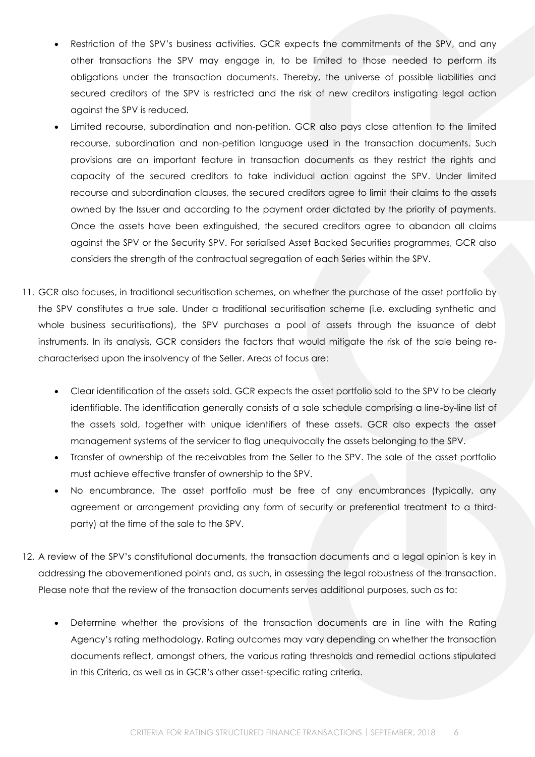- Restriction of the SPV's business activities. GCR expects the commitments of the SPV, and any other transactions the SPV may engage in, to be limited to those needed to perform its obligations under the transaction documents. Thereby, the universe of possible liabilities and secured creditors of the SPV is restricted and the risk of new creditors instigating legal action against the SPV is reduced.
- Limited recourse, subordination and non-petition. GCR also pays close attention to the limited recourse, subordination and non-petition language used in the transaction documents. Such provisions are an important feature in transaction documents as they restrict the rights and capacity of the secured creditors to take individual action against the SPV. Under limited recourse and subordination clauses, the secured creditors agree to limit their claims to the assets owned by the Issuer and according to the payment order dictated by the priority of payments. Once the assets have been extinguished, the secured creditors agree to abandon all claims against the SPV or the Security SPV. For serialised Asset Backed Securities programmes, GCR also considers the strength of the contractual segregation of each Series within the SPV.

11. GCR also focuses, in traditional securitisation schemes, on whether the purchase of the asset portfolio by the SPV constitutes a true sale. Under a traditional securitisation scheme (i.e. excluding synthetic and whole business securitisations), the SPV purchases a pool of assets through the issuance of debt instruments. In its analysis, GCR considers the factors that would mitigate the risk of the sale being re-characterised upon the insolvency of the Seller. Areas of focus are:

    - Clear identification of the assets sold. GCR expects the asset portfolio sold to the SPV to be clearly identifiable. The identification generally consists of a sale schedule comprising a line-by-line list of the assets sold, together with unique identifiers of these assets. GCR also expects the asset management systems of the servicer to flag unequivocally the assets belonging to the SPV.
    - Transfer of ownership of the receivables from the Seller to the SPV. The sale of the asset portfolio must achieve effective transfer of ownership to the SPV.
    - No encumbrance. The asset portfolio must be free of any encumbrances (typically, any agreement or arrangement providing any form of security or preferential treatment to a third-party) at the time of the sale to the SPV.

12. A review of the SPV's constitutional documents, the transaction documents and a legal opinion is key in addressing the abovementioned points and, as such, in assessing the legal robustness of the transaction. Please note that the review of the transaction documents serves additional purposes, such as to:

    - Determine whether the provisions of the transaction documents are in line with the Rating Agency's rating methodology. Rating outcomes may vary depending on whether the transaction documents reflect, amongst others, the various rating thresholds and remedial actions stipulated in this Criteria, as well as in GCR's other asset-specific rating criteria.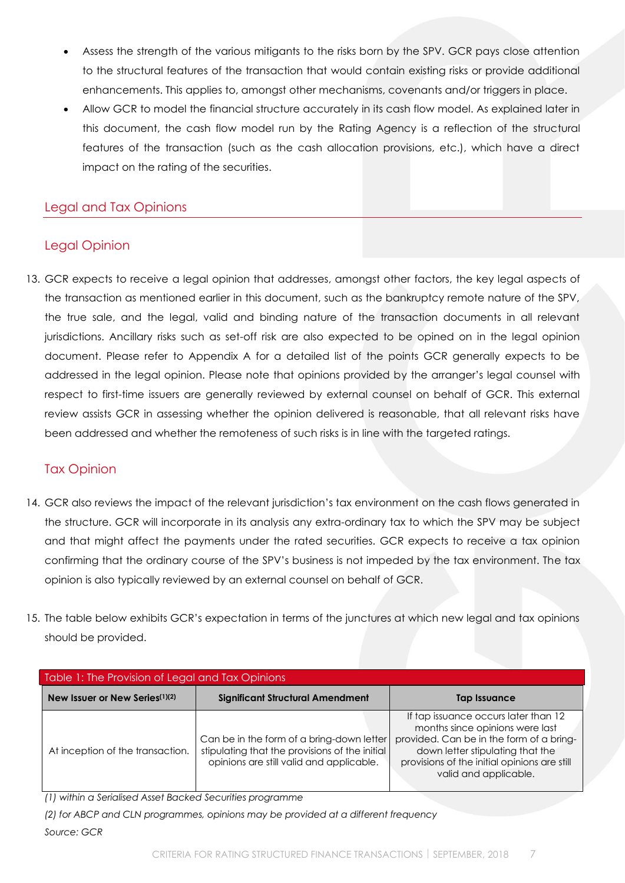- Assess the strength of the various mitigants to the risks born by the SPV. GCR pays close attention to the structural features of the transaction that would contain existing risks or provide additional enhancements. This applies to, amongst other mechanisms, covenants and/or triggers in place.
- Allow GCR to model the financial structure accurately in its cash flow model. As explained later in this document, the cash flow model run by the Rating Agency is a reflection of the structural features of the transaction (such as the cash allocation provisions, etc.), which have a direct impact on the rating of the securities.

## Legal and Tax Opinions

### Legal Opinion

13. GCR expects to receive a legal opinion that addresses, amongst other factors, the key legal aspects of the transaction as mentioned earlier in this document, such as the bankruptcy remote nature of the SPV, the true sale, and the legal, valid and binding nature of the transaction documents in all relevant jurisdictions. Ancillary risks such as set-off risk are also expected to be opined on in the legal opinion document. Please refer to Appendix A for a detailed list of the points GCR generally expects to be addressed in the legal opinion. Please note that opinions provided by the arranger's legal counsel with respect to first-time issuers are generally reviewed by external counsel on behalf of GCR. This external review assists GCR in assessing whether the opinion delivered is reasonable, that all relevant risks have been addressed and whether the remoteness of such risks is in line with the targeted ratings.

### Tax Opinion

14. GCR also reviews the impact of the relevant jurisdiction's tax environment on the cash flows generated in the structure. GCR will incorporate in its analysis any extra-ordinary tax to which the SPV may be subject and that might affect the payments under the rated securities. GCR expects to receive a tax opinion confirming that the ordinary course of the SPV's business is not impeded by the tax environment. The tax opinion is also typically reviewed by an external counsel on behalf of GCR.

15. The table below exhibits GCR's expectation in terms of the junctures at which new legal and tax opinions should be provided.

Table 1: The Provision of Legal and Tax Opinions

| New Issuer or New Series(1)(2) | Significant Structural Amendment | Tap Issuance |
|---|---|---|
| At inception of the transaction. | Can be in the form of a bring-down letter stipulating that the provisions of the initial opinions are still valid and applicable. | If tap issuance occurs later than 12 months since opinions were last provided. Can be in the form of a bring-down letter stipulating that the provisions of the initial opinions are still valid and applicable. |

*(1) within a Serialised Asset Backed Securities programme*

*(2) for ABCP and CLN programmes, opinions may be provided at a different frequency*

*Source: GCR*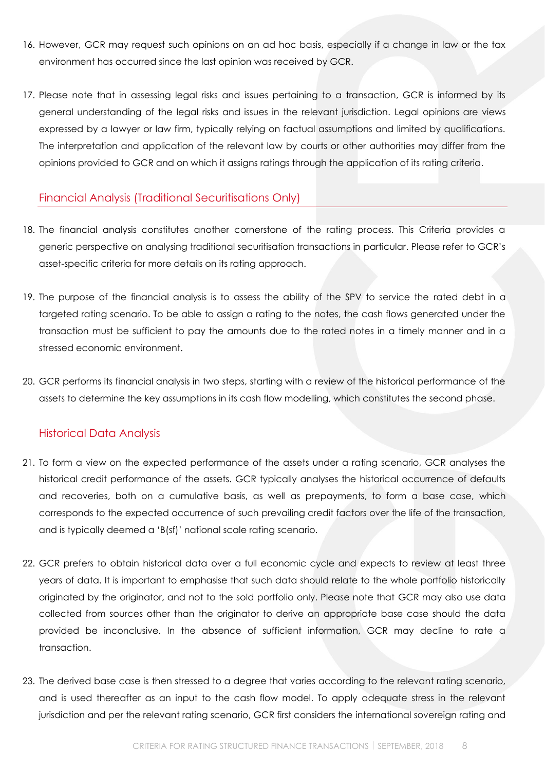16. However, GCR may request such opinions on an ad hoc basis, especially if a change in law or the tax environment has occurred since the last opinion was received by GCR.

17. Please note that in assessing legal risks and issues pertaining to a transaction, GCR is informed by its general understanding of the legal risks and issues in the relevant jurisdiction. Legal opinions are views expressed by a lawyer or law firm, typically relying on factual assumptions and limited by qualifications. The interpretation and application of the relevant law by courts or other authorities may differ from the opinions provided to GCR and on which it assigns ratings through the application of its rating criteria.

## Financial Analysis (Traditional Securitisations Only)

18. The financial analysis constitutes another cornerstone of the rating process. This Criteria provides a generic perspective on analysing traditional securitisation transactions in particular. Please refer to GCR's asset-specific criteria for more details on its rating approach.

19. The purpose of the financial analysis is to assess the ability of the SPV to service the rated debt in a targeted rating scenario. To be able to assign a rating to the notes, the cash flows generated under the transaction must be sufficient to pay the amounts due to the rated notes in a timely manner and in a stressed economic environment.

20. GCR performs its financial analysis in two steps, starting with a review of the historical performance of the assets to determine the key assumptions in its cash flow modelling, which constitutes the second phase.

### Historical Data Analysis

21. To form a view on the expected performance of the assets under a rating scenario, GCR analyses the historical credit performance of the assets. GCR typically analyses the historical occurrence of defaults and recoveries, both on a cumulative basis, as well as prepayments, to form a base case, which corresponds to the expected occurrence of such prevailing credit factors over the life of the transaction, and is typically deemed a 'B(sf)' national scale rating scenario.

22. GCR prefers to obtain historical data over a full economic cycle and expects to review at least three years of data. It is important to emphasise that such data should relate to the whole portfolio historically originated by the originator, and not to the sold portfolio only. Please note that GCR may also use data collected from sources other than the originator to derive an appropriate base case should the data provided be inconclusive. In the absence of sufficient information, GCR may decline to rate a transaction.

23. The derived base case is then stressed to a degree that varies according to the relevant rating scenario, and is used thereafter as an input to the cash flow model. To apply adequate stress in the relevant jurisdiction and per the relevant rating scenario, GCR first considers the international sovereign rating and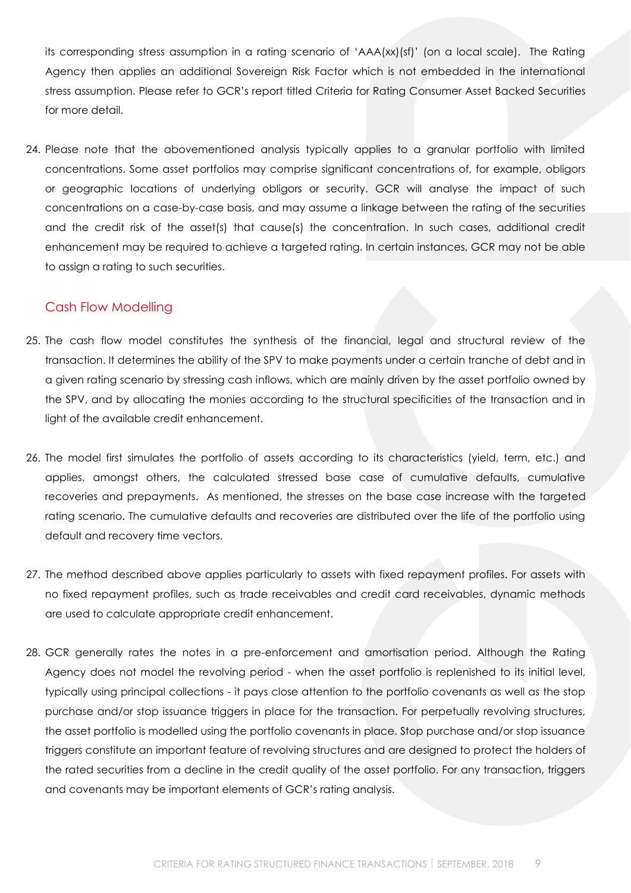its corresponding stress assumption in a rating scenario of 'AAA(xx)(sf)' (on a local scale). The Rating Agency then applies an additional Sovereign Risk Factor which is not embedded in the international stress assumption. Please refer to GCR's report titled Criteria for Rating Consumer Asset Backed Securities for more detail.

24. Please note that the abovementioned analysis typically applies to a granular portfolio with limited concentrations. Some asset portfolios may comprise significant concentrations of, for example, obligors or geographic locations of underlying obligors or security. GCR will analyse the impact of such concentrations on a case-by-case basis, and may assume a linkage between the rating of the securities and the credit risk of the asset(s) that cause(s) the concentration. In such cases, additional credit enhancement may be required to achieve a targeted rating. In certain instances, GCR may not be able to assign a rating to such securities.

## Cash Flow Modelling

25. The cash flow model constitutes the synthesis of the financial, legal and structural review of the transaction. It determines the ability of the SPV to make payments under a certain tranche of debt and in a given rating scenario by stressing cash inflows, which are mainly driven by the asset portfolio owned by the SPV, and by allocating the monies according to the structural specificities of the transaction and in light of the available credit enhancement.

26. The model first simulates the portfolio of assets according to its characteristics (yield, term, etc.) and applies, amongst others, the calculated stressed base case of cumulative defaults, cumulative recoveries and prepayments. As mentioned, the stresses on the base case increase with the targeted rating scenario. The cumulative defaults and recoveries are distributed over the life of the portfolio using default and recovery time vectors.

27. The method described above applies particularly to assets with fixed repayment profiles. For assets with no fixed repayment profiles, such as trade receivables and credit card receivables, dynamic methods are used to calculate appropriate credit enhancement.

28. GCR generally rates the notes in a pre-enforcement and amortisation period. Although the Rating Agency does not model the revolving period - when the asset portfolio is replenished to its initial level, typically using principal collections - it pays close attention to the portfolio covenants as well as the stop purchase and/or stop issuance triggers in place for the transaction. For perpetually revolving structures, the asset portfolio is modelled using the portfolio covenants in place. Stop purchase and/or stop issuance triggers constitute an important feature of revolving structures and are designed to protect the holders of the rated securities from a decline in the credit quality of the asset portfolio. For any transaction, triggers and covenants may be important elements of GCR's rating analysis.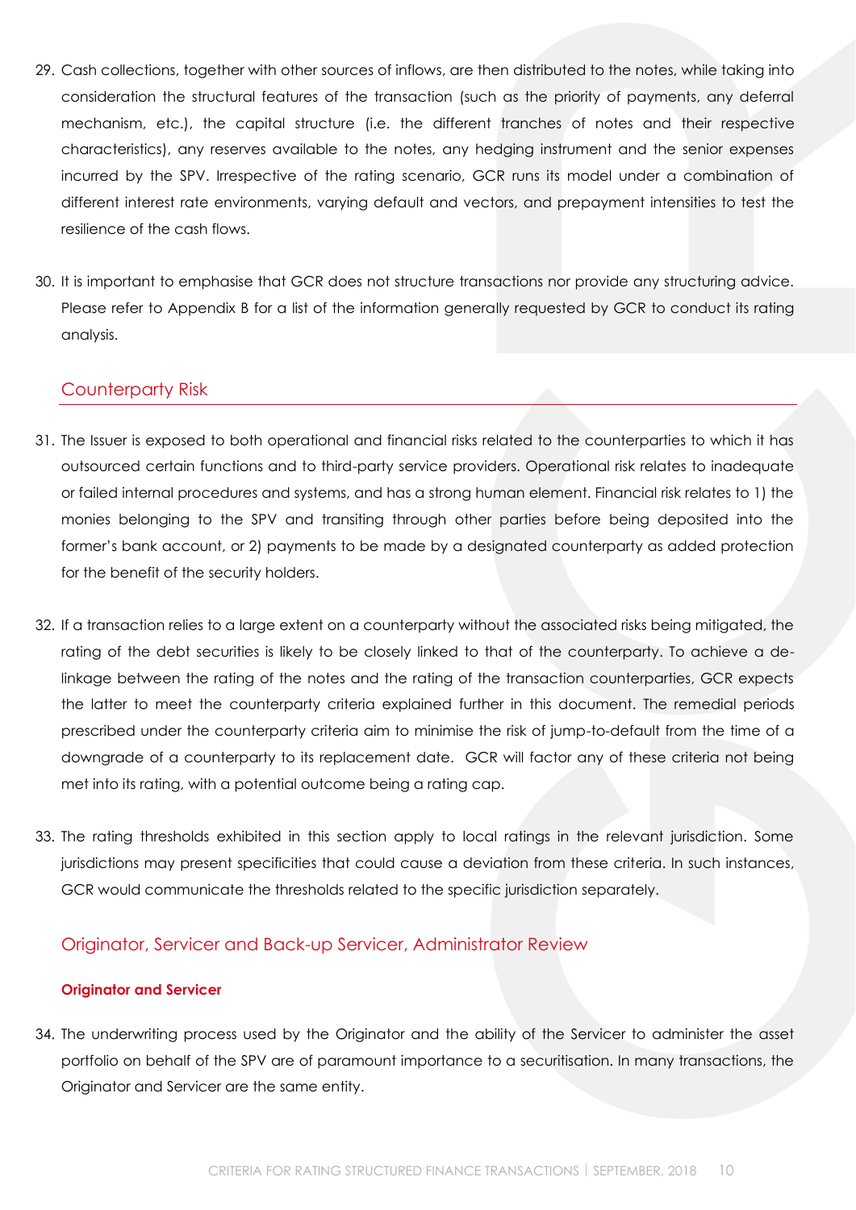29. Cash collections, together with other sources of inflows, are then distributed to the notes, while taking into consideration the structural features of the transaction (such as the priority of payments, any deferral mechanism, etc.), the capital structure (i.e. the different tranches of notes and their respective characteristics), any reserves available to the notes, any hedging instrument and the senior expenses incurred by the SPV. Irrespective of the rating scenario, GCR runs its model under a combination of different interest rate environments, varying default and vectors, and prepayment intensities to test the resilience of the cash flows.

30. It is important to emphasise that GCR does not structure transactions nor provide any structuring advice. Please refer to Appendix B for a list of the information generally requested by GCR to conduct its rating analysis.

## Counterparty Risk

31. The Issuer is exposed to both operational and financial risks related to the counterparties to which it has outsourced certain functions and to third-party service providers. Operational risk relates to inadequate or failed internal procedures and systems, and has a strong human element. Financial risk relates to 1) the monies belonging to the SPV and transiting through other parties before being deposited into the former's bank account, or 2) payments to be made by a designated counterparty as added protection for the benefit of the security holders.

32. If a transaction relies to a large extent on a counterparty without the associated risks being mitigated, the rating of the debt securities is likely to be closely linked to that of the counterparty. To achieve a de-linkage between the rating of the notes and the rating of the transaction counterparties, GCR expects the latter to meet the counterparty criteria explained further in this document. The remedial periods prescribed under the counterparty criteria aim to minimise the risk of jump-to-default from the time of a downgrade of a counterparty to its replacement date. GCR will factor any of these criteria not being met into its rating, with a potential outcome being a rating cap.

33. The rating thresholds exhibited in this section apply to local ratings in the relevant jurisdiction. Some jurisdictions may present specificities that could cause a deviation from these criteria. In such instances, GCR would communicate the thresholds related to the specific jurisdiction separately.

## Originator, Servicer and Back-up Servicer, Administrator Review

### Originator and Servicer

34. The underwriting process used by the Originator and the ability of the Servicer to administer the asset portfolio on behalf of the SPV are of paramount importance to a securitisation. In many transactions, the Originator and Servicer are the same entity.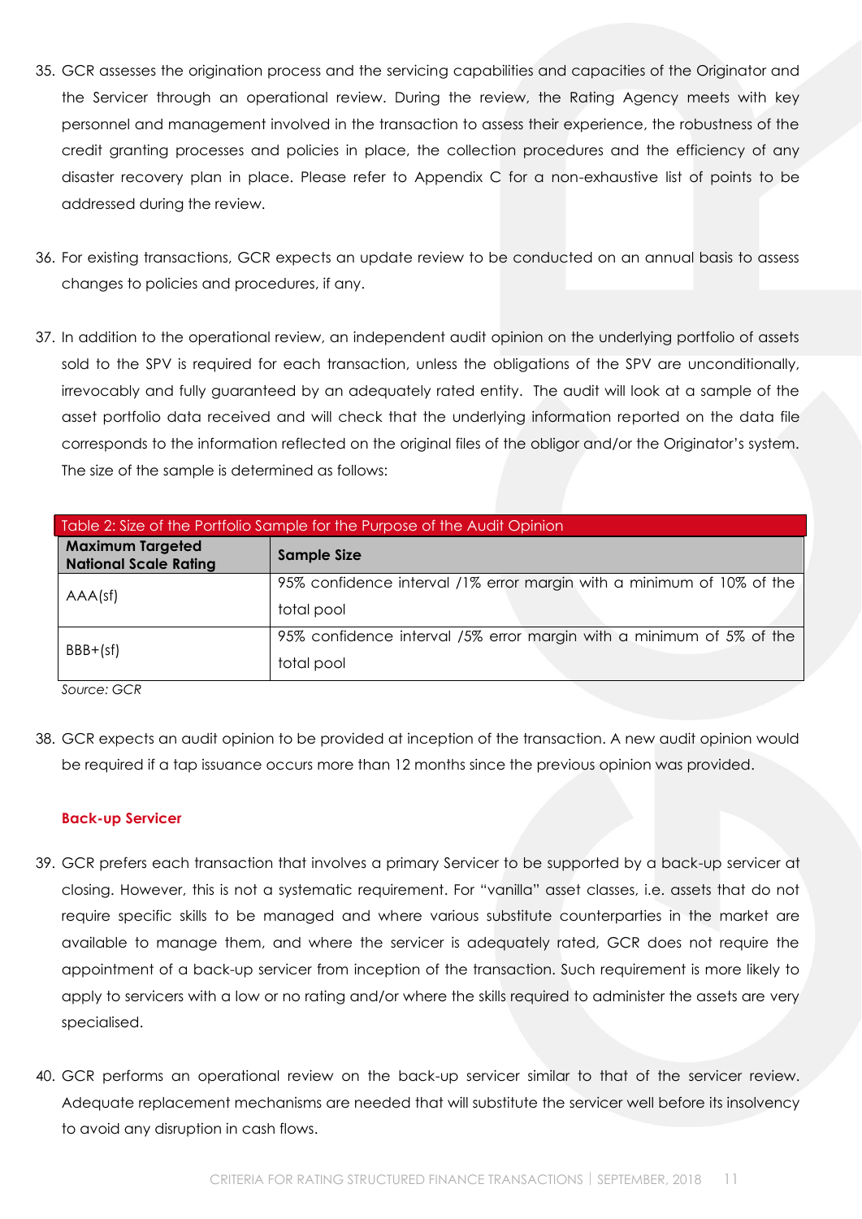35. GCR assesses the origination process and the servicing capabilities and capacities of the Originator and the Servicer through an operational review. During the review, the Rating Agency meets with key personnel and management involved in the transaction to assess their experience, the robustness of the credit granting processes and policies in place, the collection procedures and the efficiency of any disaster recovery plan in place. Please refer to Appendix C for a non-exhaustive list of points to be addressed during the review.

36. For existing transactions, GCR expects an update review to be conducted on an annual basis to assess changes to policies and procedures, if any.

37. In addition to the operational review, an independent audit opinion on the underlying portfolio of assets sold to the SPV is required for each transaction, unless the obligations of the SPV are unconditionally, irrevocably and fully guaranteed by an adequately rated entity. The audit will look at a sample of the asset portfolio data received and will check that the underlying information reported on the data file corresponds to the information reflected on the original files of the obligor and/or the Originator's system. The size of the sample is determined as follows:

Table 2: Size of the Portfolio Sample for the Purpose of the Audit Opinion

| Maximum Targeted National Scale Rating | Sample Size |
| --- | --- |
| AAA(sf) | 95% confidence interval /1% error margin with a minimum of 10% of the total pool |
| BBB+(sf) | 95% confidence interval /5% error margin with a minimum of 5% of the total pool |

*Source: GCR*

38. GCR expects an audit opinion to be provided at inception of the transaction. A new audit opinion would be required if a tap issuance occurs more than 12 months since the previous opinion was provided.

### Back-up Servicer

39. GCR prefers each transaction that involves a primary Servicer to be supported by a back-up servicer at closing. However, this is not a systematic requirement. For "vanilla" asset classes, i.e. assets that do not require specific skills to be managed and where various substitute counterparties in the market are available to manage them, and where the servicer is adequately rated, GCR does not require the appointment of a back-up servicer from inception of the transaction. Such requirement is more likely to apply to servicers with a low or no rating and/or where the skills required to administer the assets are very specialised.

40. GCR performs an operational review on the back-up servicer similar to that of the servicer review. Adequate replacement mechanisms are needed that will substitute the servicer well before its insolvency to avoid any disruption in cash flows.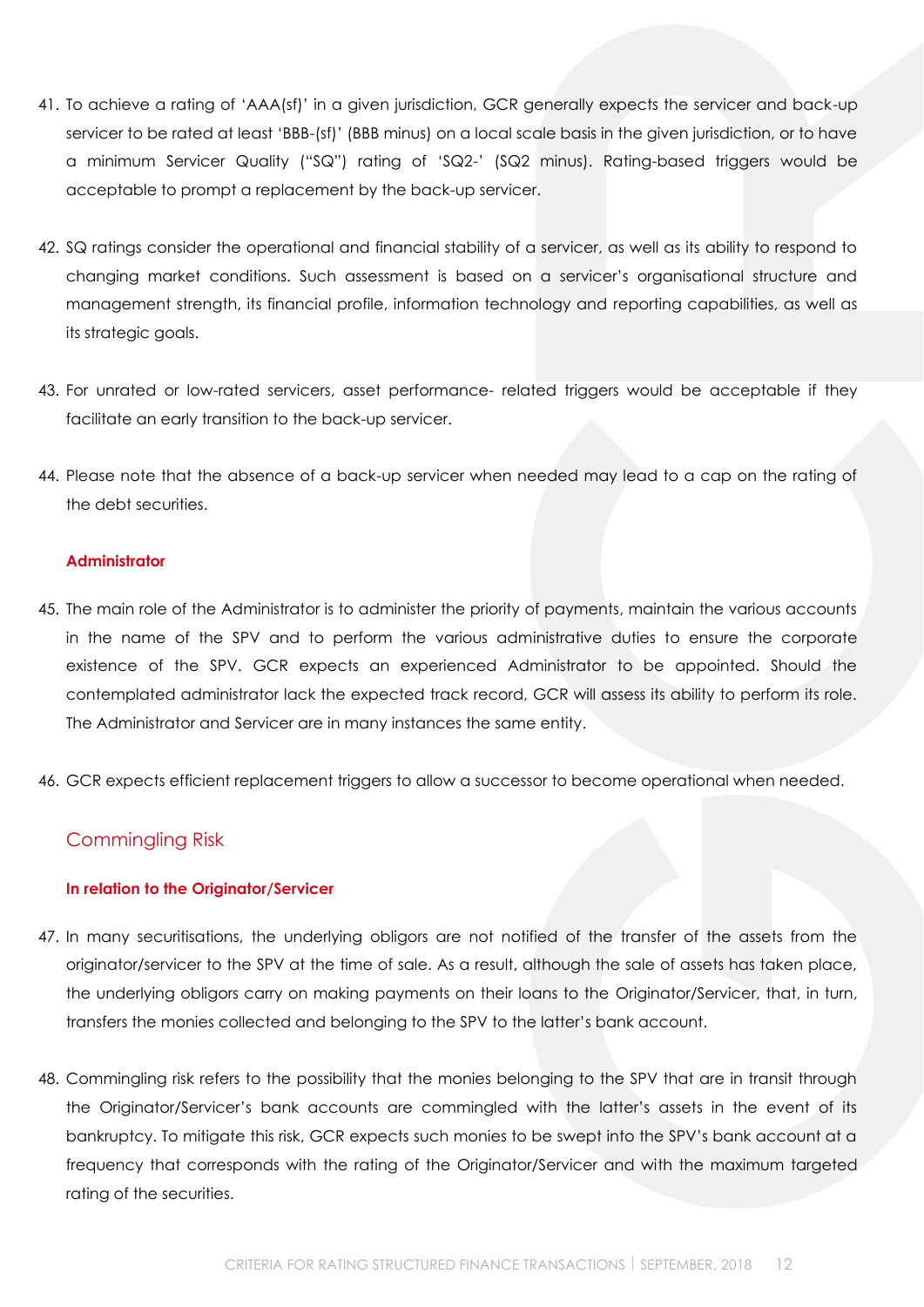41. To achieve a rating of 'AAA(sf)' in a given jurisdiction, GCR generally expects the servicer and back-up servicer to be rated at least 'BBB-(sf)' (BBB minus) on a local scale basis in the given jurisdiction, or to have a minimum Servicer Quality ("SQ") rating of 'SQ2-' (SQ2 minus). Rating-based triggers would be acceptable to prompt a replacement by the back-up servicer.

42. SQ ratings consider the operational and financial stability of a servicer, as well as its ability to respond to changing market conditions. Such assessment is based on a servicer's organisational structure and management strength, its financial profile, information technology and reporting capabilities, as well as its strategic goals.

43. For unrated or low-rated servicers, asset performance- related triggers would be acceptable if they facilitate an early transition to the back-up servicer.

44. Please note that the absence of a back-up servicer when needed may lead to a cap on the rating of the debt securities.

#### Administrator

45. The main role of the Administrator is to administer the priority of payments, maintain the various accounts in the name of the SPV and to perform the various administrative duties to ensure the corporate existence of the SPV. GCR expects an experienced Administrator to be appointed. Should the contemplated administrator lack the expected track record, GCR will assess its ability to perform its role. The Administrator and Servicer are in many instances the same entity.

46. GCR expects efficient replacement triggers to allow a successor to become operational when needed.

### Commingling Risk

#### In relation to the Originator/Servicer

47. In many securitisations, the underlying obligors are not notified of the transfer of the assets from the originator/servicer to the SPV at the time of sale. As a result, although the sale of assets has taken place, the underlying obligors carry on making payments on their loans to the Originator/Servicer, that, in turn, transfers the monies collected and belonging to the SPV to the latter's bank account.

48. Commingling risk refers to the possibility that the monies belonging to the SPV that are in transit through the Originator/Servicer's bank accounts are commingled with the latter's assets in the event of its bankruptcy. To mitigate this risk, GCR expects such monies to be swept into the SPV's bank account at a frequency that corresponds with the rating of the Originator/Servicer and with the maximum targeted rating of the securities.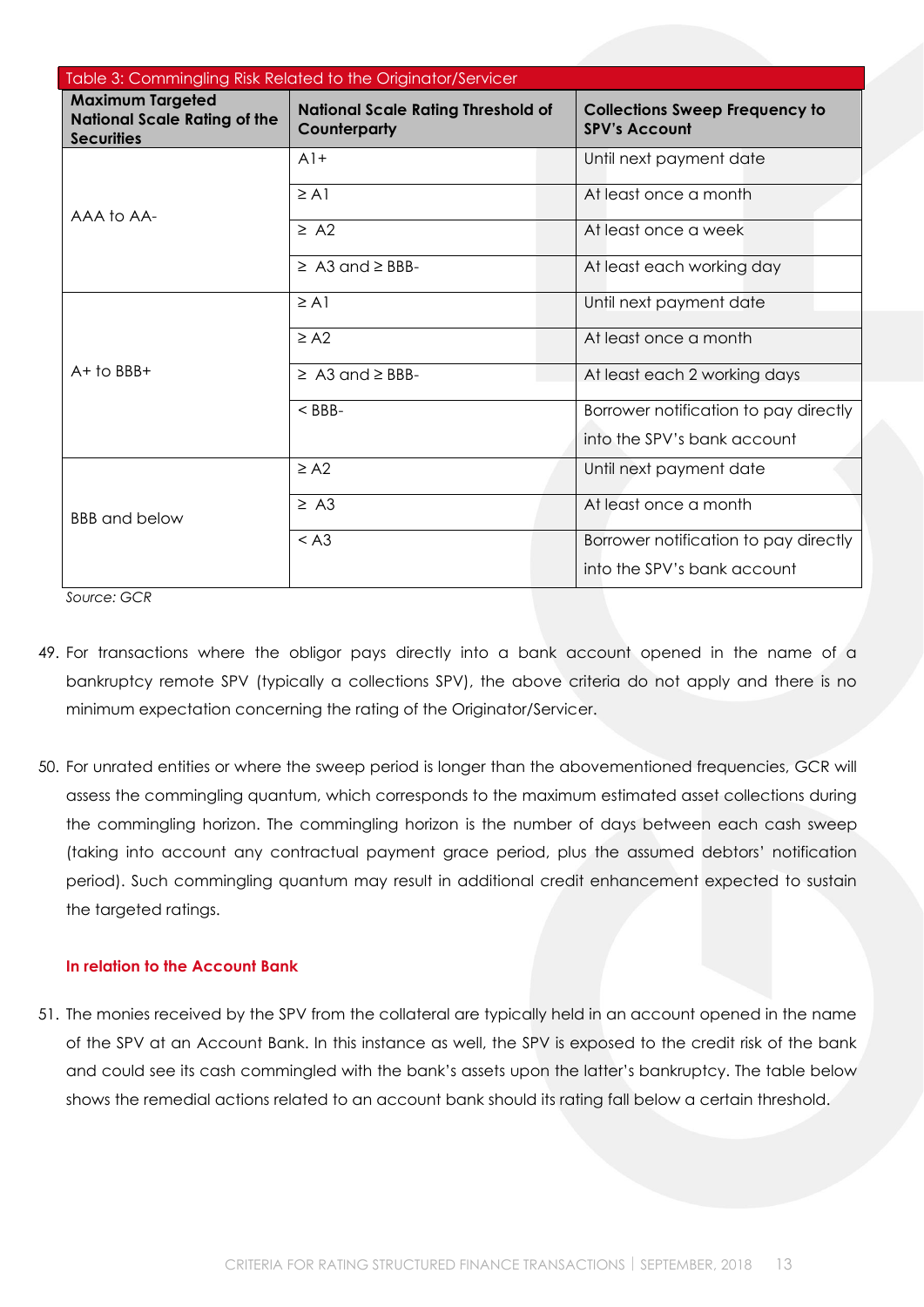Table 3: Commingling Risk Related to the Originator/Servicer

| Maximum Targeted National Scale Rating of the Securities | National Scale Rating Threshold of Counterparty | Collections Sweep Frequency to SPV's Account |
|---|---|---|
| AAA to AA- | A1+ | Until next payment date |
| | ≥ A1 | At least once a month |
| | ≥ A2 | At least once a week |
| | ≥ A3 and ≥ BBB- | At least each working day |
| A+ to BBB+ | ≥ A1 | Until next payment date |
| | ≥ A2 | At least once a month |
| | ≥ A3 and ≥ BBB- | At least each 2 working days |
| | < BBB- | Borrower notification to pay directly into the SPV's bank account |
| BBB and below | ≥ A2 | Until next payment date |
| | ≥ A3 | At least once a month |
| | < A3 | Borrower notification to pay directly into the SPV's bank account |

*Source: GCR*

49. For transactions where the obligor pays directly into a bank account opened in the name of a bankruptcy remote SPV (typically a collections SPV), the above criteria do not apply and there is no minimum expectation concerning the rating of the Originator/Servicer.

50. For unrated entities or where the sweep period is longer than the abovementioned frequencies, GCR will assess the commingling quantum, which corresponds to the maximum estimated asset collections during the commingling horizon. The commingling horizon is the number of days between each cash sweep (taking into account any contractual payment grace period, plus the assumed debtors' notification period). Such commingling quantum may result in additional credit enhancement expected to sustain the targeted ratings.

**In relation to the Account Bank**

51. The monies received by the SPV from the collateral are typically held in an account opened in the name of the SPV at an Account Bank. In this instance as well, the SPV is exposed to the credit risk of the bank and could see its cash commingled with the bank's assets upon the latter's bankruptcy. The table below shows the remedial actions related to an account bank should its rating fall below a certain threshold.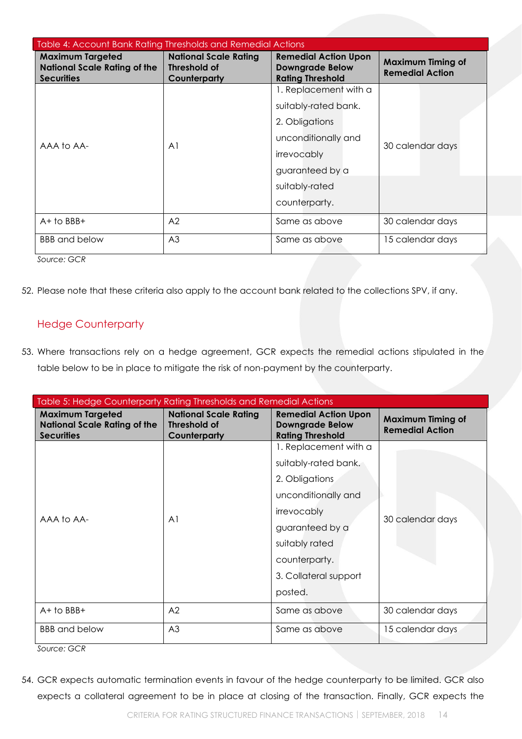| Table 4: Account Bank Rating Thresholds and Remedial Actions | | | |
|---|---|---|---|
| **Maximum Targeted National Scale Rating of the Securities** | **National Scale Rating Threshold of Counterparty** | **Remedial Action Upon Downgrade Below Rating Threshold** | **Maximum Timing of Remedial Action** |
| AAA to AA- | A1 | 1. Replacement with a suitably-rated bank. 2. Obligations unconditionally and irrevocably guaranteed by a suitably-rated counterparty. | 30 calendar days |
| A+ to BBB+ | A2 | Same as above | 30 calendar days |
| BBB and below | A3 | Same as above | 15 calendar days |

*Source: GCR*

52. Please note that these criteria also apply to the account bank related to the collections SPV, if any.

## Hedge Counterparty

53. Where transactions rely on a hedge agreement, GCR expects the remedial actions stipulated in the table below to be in place to mitigate the risk of non-payment by the counterparty.

| Table 5: Hedge Counterparty Rating Thresholds and Remedial Actions | | | |
|---|---|---|---|
| **Maximum Targeted National Scale Rating of the Securities** | **National Scale Rating Threshold of Counterparty** | **Remedial Action Upon Downgrade Below Rating Threshold** | **Maximum Timing of Remedial Action** |
| AAA to AA- | A1 | 1. Replacement with a suitably-rated bank. 2. Obligations unconditionally and irrevocably guaranteed by a suitably rated counterparty. 3. Collateral support posted. | 30 calendar days |
| A+ to BBB+ | A2 | Same as above | 30 calendar days |
| BBB and below | A3 | Same as above | 15 calendar days |

*Source: GCR*

54. GCR expects automatic termination events in favour of the hedge counterparty to be limited. GCR also expects a collateral agreement to be in place at closing of the transaction. Finally, GCR expects the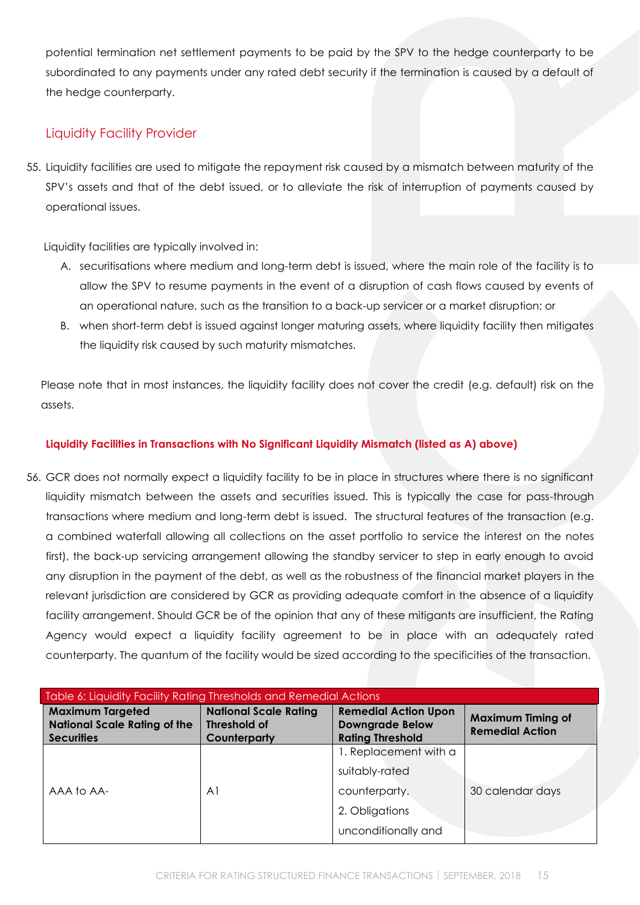potential termination net settlement payments to be paid by the SPV to the hedge counterparty to be subordinated to any payments under any rated debt security if the termination is caused by a default of the hedge counterparty.

## Liquidity Facility Provider

55. Liquidity facilities are used to mitigate the repayment risk caused by a mismatch between maturity of the SPV's assets and that of the debt issued, or to alleviate the risk of interruption of payments caused by operational issues.

Liquidity facilities are typically involved in:

A. securitisations where medium and long-term debt is issued, where the main role of the facility is to allow the SPV to resume payments in the event of a disruption of cash flows caused by events of an operational nature, such as the transition to a back-up servicer or a market disruption; or
B. when short-term debt is issued against longer maturing assets, where liquidity facility then mitigates the liquidity risk caused by such maturity mismatches.

Please note that in most instances, the liquidity facility does not cover the credit (e.g. default) risk on the assets.

**Liquidity Facilities in Transactions with No Significant Liquidity Mismatch (listed as A) above)**

56. GCR does not normally expect a liquidity facility to be in place in structures where there is no significant liquidity mismatch between the assets and securities issued. This is typically the case for pass-through transactions where medium and long-term debt is issued. The structural features of the transaction (e.g. a combined waterfall allowing all collections on the asset portfolio to service the interest on the notes first), the back-up servicing arrangement allowing the standby servicer to step in early enough to avoid any disruption in the payment of the debt, as well as the robustness of the financial market players in the relevant jurisdiction are considered by GCR as providing adequate comfort in the absence of a liquidity facility arrangement. Should GCR be of the opinion that any of these mitigants are insufficient, the Rating Agency would expect a liquidity facility agreement to be in place with an adequately rated counterparty. The quantum of the facility would be sized according to the specificities of the transaction.

Table 6: Liquidity Facility Rating Thresholds and Remedial Actions

| Maximum Targeted National Scale Rating of the Securities | National Scale Rating Threshold of Counterparty | Remedial Action Upon Downgrade Below Rating Threshold | Maximum Timing of Remedial Action |
|---|---|---|---|
| AAA to AA- | A1 | 1. Replacement with a suitably-rated counterparty.<br>2. Obligations unconditionally and | 30 calendar days |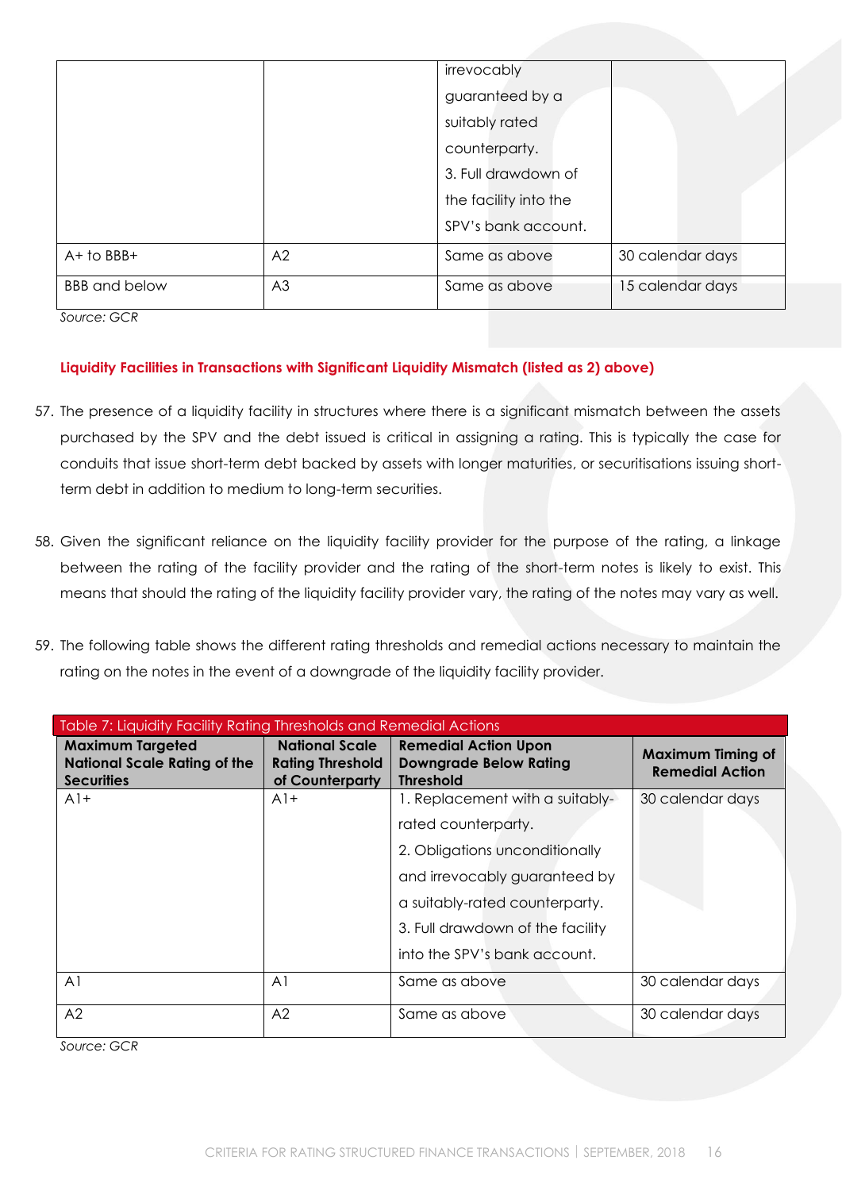| | | irrevocably guaranteed by a suitably rated counterparty. 3. Full drawdown of the facility into the SPV's bank account. | |
|---|---|---|---|
| A+ to BBB+ | A2 | Same as above | 30 calendar days |
| BBB and below | A3 | Same as above | 15 calendar days |

*Source: GCR*

**Liquidity Facilities in Transactions with Significant Liquidity Mismatch (listed as 2) above)**

57. The presence of a liquidity facility in structures where there is a significant mismatch between the assets purchased by the SPV and the debt issued is critical in assigning a rating. This is typically the case for conduits that issue short-term debt backed by assets with longer maturities, or securitisations issuing short-term debt in addition to medium to long-term securities.

58. Given the significant reliance on the liquidity facility provider for the purpose of the rating, a linkage between the rating of the facility provider and the rating of the short-term notes is likely to exist. This means that should the rating of the liquidity facility provider vary, the rating of the notes may vary as well.

59. The following table shows the different rating thresholds and remedial actions necessary to maintain the rating on the notes in the event of a downgrade of the liquidity facility provider.

Table 7: Liquidity Facility Rating Thresholds and Remedial Actions

| Maximum Targeted National Scale Rating of the Securities | National Scale Rating Threshold of Counterparty | Remedial Action Upon Downgrade Below Rating Threshold | Maximum Timing of Remedial Action |
|---|---|---|---|
| A1+ | A1+ | 1. Replacement with a suitably-rated counterparty. 2. Obligations unconditionally and irrevocably guaranteed by a suitably-rated counterparty. 3. Full drawdown of the facility into the SPV's bank account. | 30 calendar days |
| A1 | A1 | Same as above | 30 calendar days |
| A2 | A2 | Same as above | 30 calendar days |

*Source: GCR*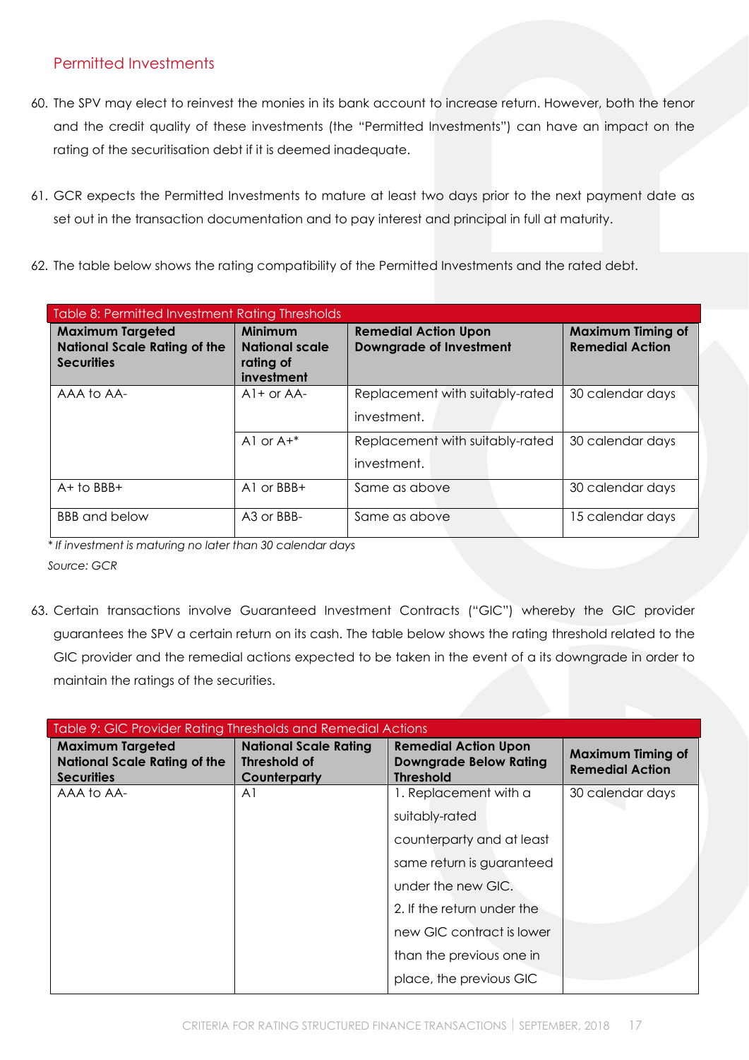## Permitted Investments

60. The SPV may elect to reinvest the monies in its bank account to increase return. However, both the tenor and the credit quality of these investments (the "Permitted Investments") can have an impact on the rating of the securitisation debt if it is deemed inadequate.

61. GCR expects the Permitted Investments to mature at least two days prior to the next payment date as set out in the transaction documentation and to pay interest and principal in full at maturity.

62. The table below shows the rating compatibility of the Permitted Investments and the rated debt.

Table 8: Permitted Investment Rating Thresholds

| Maximum Targeted National Scale Rating of the Securities | Minimum National scale rating of investment | Remedial Action Upon Downgrade of Investment | Maximum Timing of Remedial Action |
|---|---|---|---|
| AAA to AA- | A1+ or AA- | Replacement with suitably-rated investment. | 30 calendar days |
| | A1 or A+* | Replacement with suitably-rated investment. | 30 calendar days |
| A+ to BBB+ | A1 or BBB+ | Same as above | 30 calendar days |
| BBB and below | A3 or BBB- | Same as above | 15 calendar days |

*\* If investment is maturing no later than 30 calendar days*

*Source: GCR*

63. Certain transactions involve Guaranteed Investment Contracts ("GIC") whereby the GIC provider guarantees the SPV a certain return on its cash. The table below shows the rating threshold related to the GIC provider and the remedial actions expected to be taken in the event of a its downgrade in order to maintain the ratings of the securities.

Table 9: GIC Provider Rating Thresholds and Remedial Actions

| Maximum Targeted National Scale Rating of the Securities | National Scale Rating Threshold of Counterparty | Remedial Action Upon Downgrade Below Rating Threshold | Maximum Timing of Remedial Action |
|---|---|---|---|
| AAA to AA- | A1 | 1. Replacement with a suitably-rated counterparty and at least same return is guaranteed under the new GIC. 2. If the return under the new GIC contract is lower than the previous one in place, the previous GIC | 30 calendar days |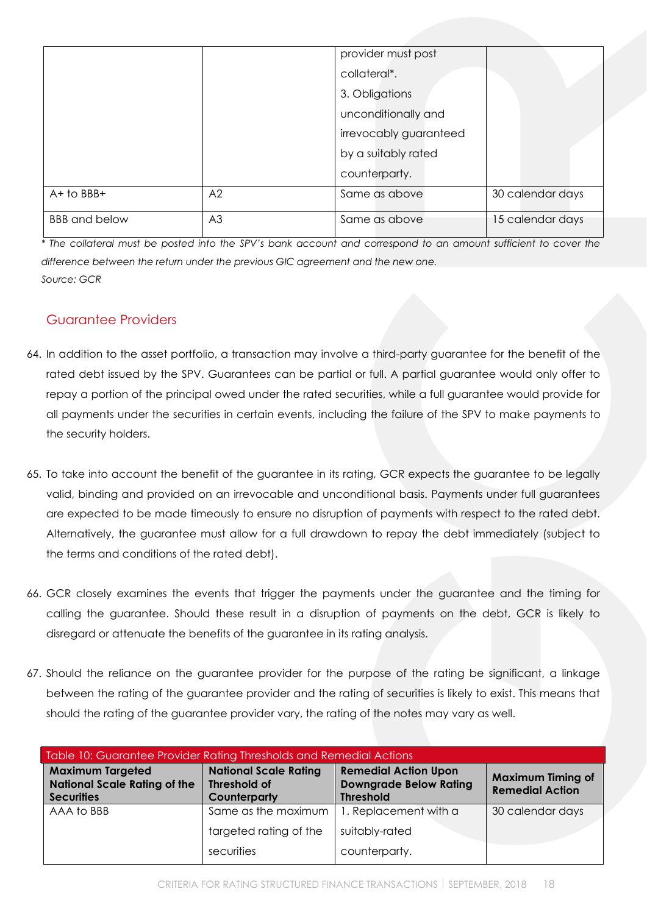| | | provider must post collateral*. 3. Obligations unconditionally and irrevocably guaranteed by a suitably rated counterparty. | |
|---|---|---|---|
| A+ to BBB+ | A2 | Same as above | 30 calendar days |
| BBB and below | A3 | Same as above | 15 calendar days |

*\* The collateral must be posted into the SPV's bank account and correspond to an amount sufficient to cover the difference between the return under the previous GIC agreement and the new one.*

*Source: GCR*

## Guarantee Providers

64. In addition to the asset portfolio, a transaction may involve a third-party guarantee for the benefit of the rated debt issued by the SPV. Guarantees can be partial or full. A partial guarantee would only offer to repay a portion of the principal owed under the rated securities, while a full guarantee would provide for all payments under the securities in certain events, including the failure of the SPV to make payments to the security holders.

65. To take into account the benefit of the guarantee in its rating, GCR expects the guarantee to be legally valid, binding and provided on an irrevocable and unconditional basis. Payments under full guarantees are expected to be made timeously to ensure no disruption of payments with respect to the rated debt. Alternatively, the guarantee must allow for a full drawdown to repay the debt immediately (subject to the terms and conditions of the rated debt).

66. GCR closely examines the events that trigger the payments under the guarantee and the timing for calling the guarantee. Should these result in a disruption of payments on the debt, GCR is likely to disregard or attenuate the benefits of the guarantee in its rating analysis.

67. Should the reliance on the guarantee provider for the purpose of the rating be significant, a linkage between the rating of the guarantee provider and the rating of securities is likely to exist. This means that should the rating of the guarantee provider vary, the rating of the notes may vary as well.

Table 10: Guarantee Provider Rating Thresholds and Remedial Actions

| Maximum Targeted National Scale Rating of the Securities | National Scale Rating Threshold of Counterparty | Remedial Action Upon Downgrade Below Rating Threshold | Maximum Timing of Remedial Action |
|---|---|---|---|
| AAA to BBB | Same as the maximum targeted rating of the securities | 1. Replacement with a suitably-rated counterparty. | 30 calendar days |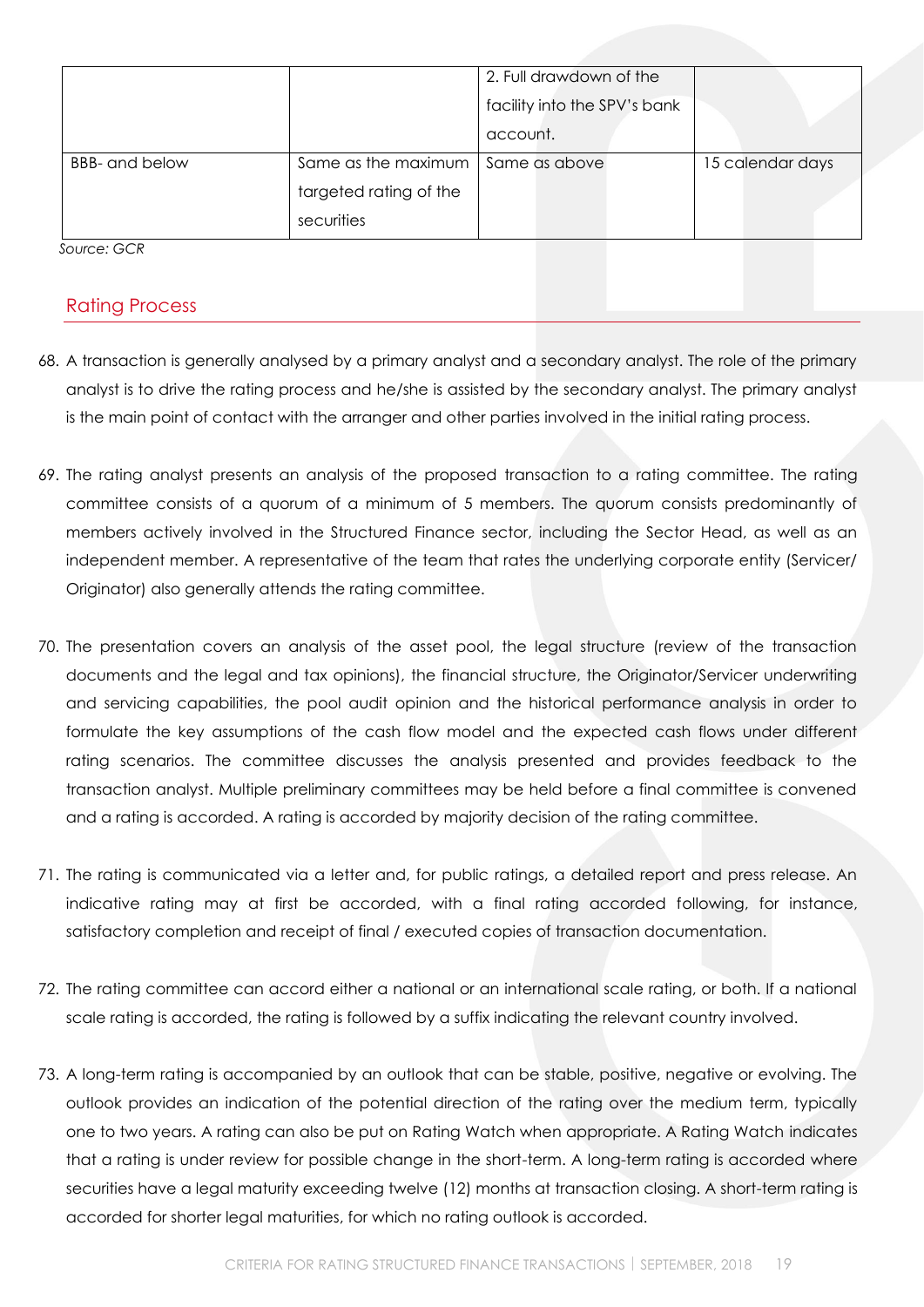| | | 2. Full drawdown of the facility into the SPV's bank account. | |
|---|---|---|---|
| BBB- and below | Same as the maximum targeted rating of the securities | Same as above | 15 calendar days |

*Source: GCR*

## Rating Process

68. A transaction is generally analysed by a primary analyst and a secondary analyst. The role of the primary analyst is to drive the rating process and he/she is assisted by the secondary analyst. The primary analyst is the main point of contact with the arranger and other parties involved in the initial rating process.

69. The rating analyst presents an analysis of the proposed transaction to a rating committee. The rating committee consists of a quorum of a minimum of 5 members. The quorum consists predominantly of members actively involved in the Structured Finance sector, including the Sector Head, as well as an independent member. A representative of the team that rates the underlying corporate entity (Servicer/ Originator) also generally attends the rating committee.

70. The presentation covers an analysis of the asset pool, the legal structure (review of the transaction documents and the legal and tax opinions), the financial structure, the Originator/Servicer underwriting and servicing capabilities, the pool audit opinion and the historical performance analysis in order to formulate the key assumptions of the cash flow model and the expected cash flows under different rating scenarios. The committee discusses the analysis presented and provides feedback to the transaction analyst. Multiple preliminary committees may be held before a final committee is convened and a rating is accorded. A rating is accorded by majority decision of the rating committee.

71. The rating is communicated via a letter and, for public ratings, a detailed report and press release. An indicative rating may at first be accorded, with a final rating accorded following, for instance, satisfactory completion and receipt of final / executed copies of transaction documentation.

72. The rating committee can accord either a national or an international scale rating, or both. If a national scale rating is accorded, the rating is followed by a suffix indicating the relevant country involved.

73. A long-term rating is accompanied by an outlook that can be stable, positive, negative or evolving. The outlook provides an indication of the potential direction of the rating over the medium term, typically one to two years. A rating can also be put on Rating Watch when appropriate. A Rating Watch indicates that a rating is under review for possible change in the short-term. A long-term rating is accorded where securities have a legal maturity exceeding twelve (12) months at transaction closing. A short-term rating is accorded for shorter legal maturities, for which no rating outlook is accorded.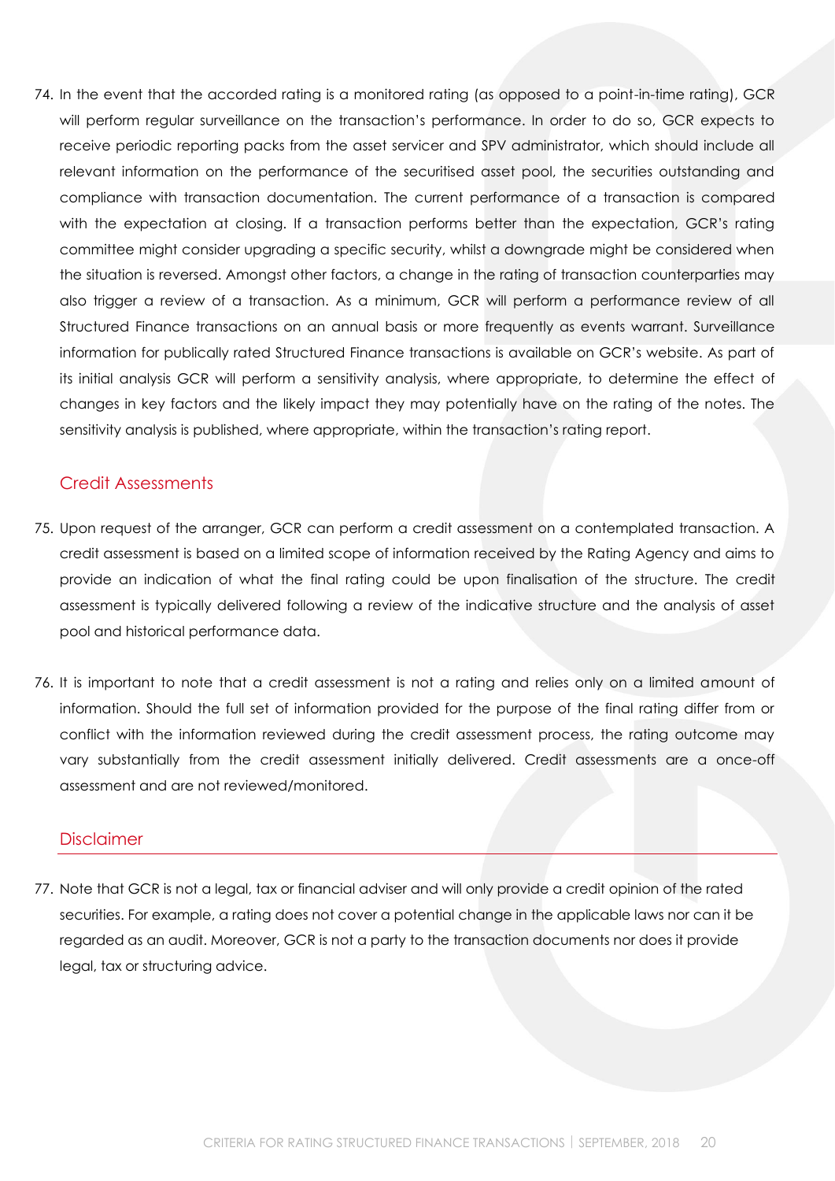74. In the event that the accorded rating is a monitored rating (as opposed to a point-in-time rating), GCR will perform regular surveillance on the transaction's performance. In order to do so, GCR expects to receive periodic reporting packs from the asset servicer and SPV administrator, which should include all relevant information on the performance of the securitised asset pool, the securities outstanding and compliance with transaction documentation. The current performance of a transaction is compared with the expectation at closing. If a transaction performs better than the expectation, GCR's rating committee might consider upgrading a specific security, whilst a downgrade might be considered when the situation is reversed. Amongst other factors, a change in the rating of transaction counterparties may also trigger a review of a transaction. As a minimum, GCR will perform a performance review of all Structured Finance transactions on an annual basis or more frequently as events warrant. Surveillance information for publically rated Structured Finance transactions is available on GCR's website. As part of its initial analysis GCR will perform a sensitivity analysis, where appropriate, to determine the effect of changes in key factors and the likely impact they may potentially have on the rating of the notes. The sensitivity analysis is published, where appropriate, within the transaction's rating report.

## Credit Assessments

75. Upon request of the arranger, GCR can perform a credit assessment on a contemplated transaction. A credit assessment is based on a limited scope of information received by the Rating Agency and aims to provide an indication of what the final rating could be upon finalisation of the structure. The credit assessment is typically delivered following a review of the indicative structure and the analysis of asset pool and historical performance data.

76. It is important to note that a credit assessment is not a rating and relies only on a limited amount of information. Should the full set of information provided for the purpose of the final rating differ from or conflict with the information reviewed during the credit assessment process, the rating outcome may vary substantially from the credit assessment initially delivered. Credit assessments are a once-off assessment and are not reviewed/monitored.

## Disclaimer

77. Note that GCR is not a legal, tax or financial adviser and will only provide a credit opinion of the rated securities. For example, a rating does not cover a potential change in the applicable laws nor can it be regarded as an audit. Moreover, GCR is not a party to the transaction documents nor does it provide legal, tax or structuring advice.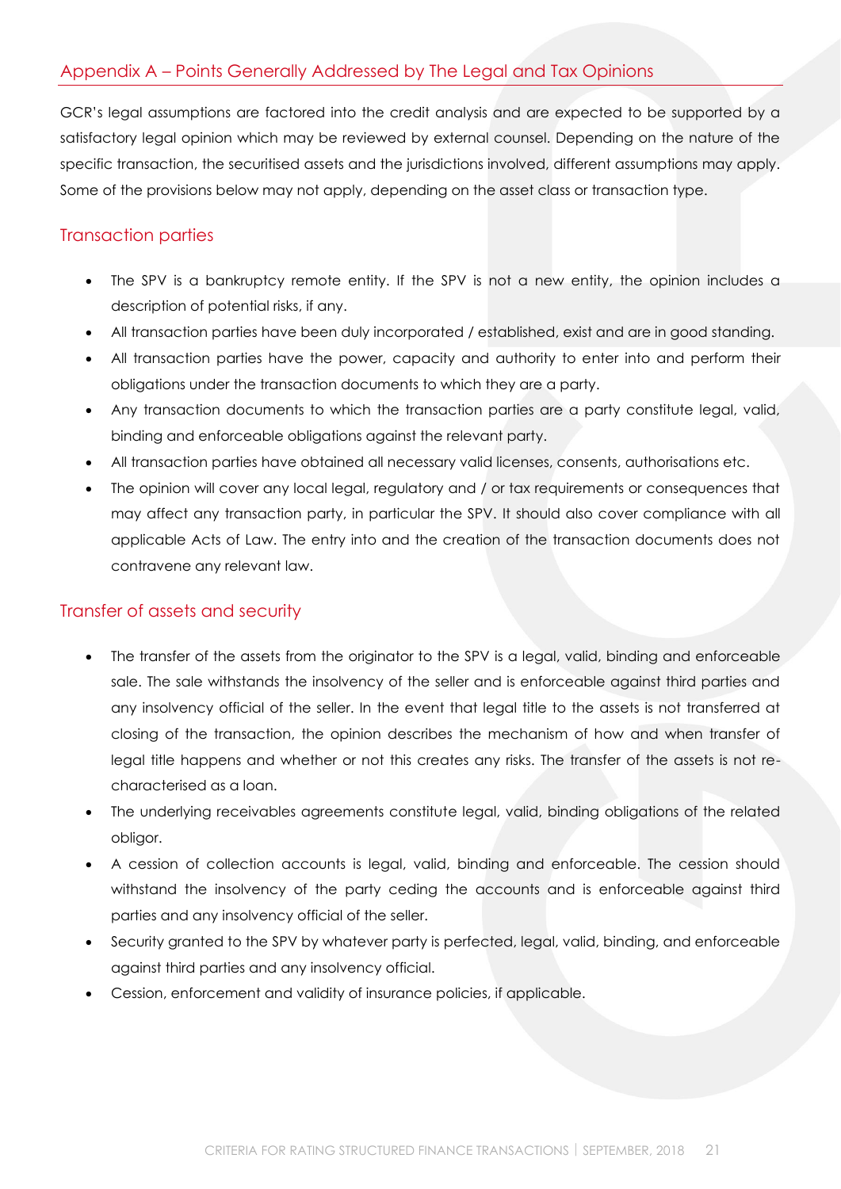## Appendix A – Points Generally Addressed by The Legal and Tax Opinions

GCR's legal assumptions are factored into the credit analysis and are expected to be supported by a satisfactory legal opinion which may be reviewed by external counsel. Depending on the nature of the specific transaction, the securitised assets and the jurisdictions involved, different assumptions may apply. Some of the provisions below may not apply, depending on the asset class or transaction type.

### Transaction parties

- The SPV is a bankruptcy remote entity. If the SPV is not a new entity, the opinion includes a description of potential risks, if any.
- All transaction parties have been duly incorporated / established, exist and are in good standing.
- All transaction parties have the power, capacity and authority to enter into and perform their obligations under the transaction documents to which they are a party.
- Any transaction documents to which the transaction parties are a party constitute legal, valid, binding and enforceable obligations against the relevant party.
- All transaction parties have obtained all necessary valid licenses, consents, authorisations etc.
- The opinion will cover any local legal, regulatory and / or tax requirements or consequences that may affect any transaction party, in particular the SPV. It should also cover compliance with all applicable Acts of Law. The entry into and the creation of the transaction documents does not contravene any relevant law.

### Transfer of assets and security

- The transfer of the assets from the originator to the SPV is a legal, valid, binding and enforceable sale. The sale withstands the insolvency of the seller and is enforceable against third parties and any insolvency official of the seller. In the event that legal title to the assets is not transferred at closing of the transaction, the opinion describes the mechanism of how and when transfer of legal title happens and whether or not this creates any risks. The transfer of the assets is not re-characterised as a loan.
- The underlying receivables agreements constitute legal, valid, binding obligations of the related obligor.
- A cession of collection accounts is legal, valid, binding and enforceable. The cession should withstand the insolvency of the party ceding the accounts and is enforceable against third parties and any insolvency official of the seller.
- Security granted to the SPV by whatever party is perfected, legal, valid, binding, and enforceable against third parties and any insolvency official.
- Cession, enforcement and validity of insurance policies, if applicable.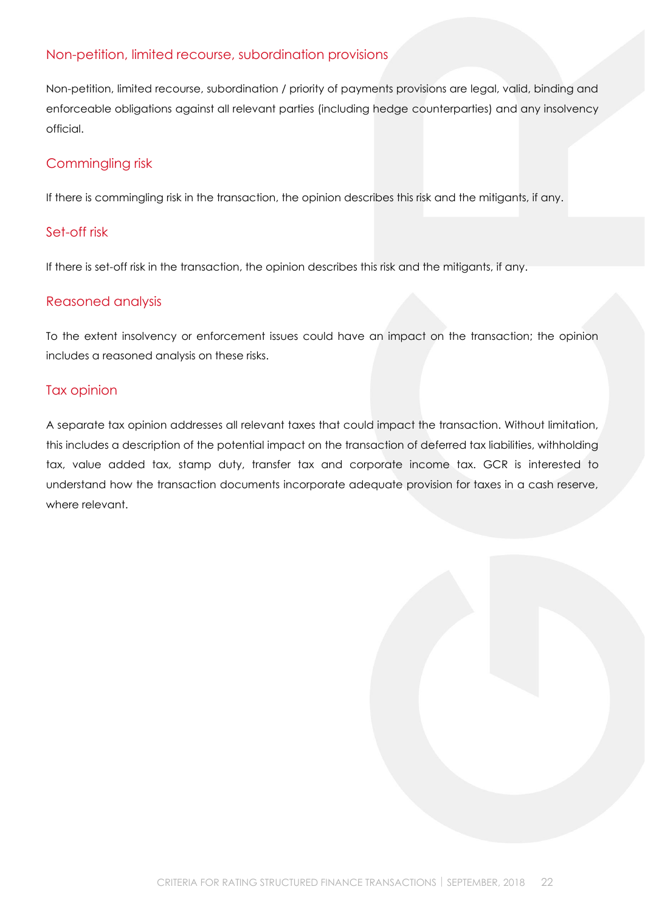### Non-petition, limited recourse, subordination provisions

Non-petition, limited recourse, subordination / priority of payments provisions are legal, valid, binding and enforceable obligations against all relevant parties (including hedge counterparties) and any insolvency official.

### Commingling risk

If there is commingling risk in the transaction, the opinion describes this risk and the mitigants, if any.

### Set-off risk

If there is set-off risk in the transaction, the opinion describes this risk and the mitigants, if any.

### Reasoned analysis

To the extent insolvency or enforcement issues could have an impact on the transaction; the opinion includes a reasoned analysis on these risks.

### Tax opinion

A separate tax opinion addresses all relevant taxes that could impact the transaction. Without limitation, this includes a description of the potential impact on the transaction of deferred tax liabilities, withholding tax, value added tax, stamp duty, transfer tax and corporate income tax. GCR is interested to understand how the transaction documents incorporate adequate provision for taxes in a cash reserve, where relevant.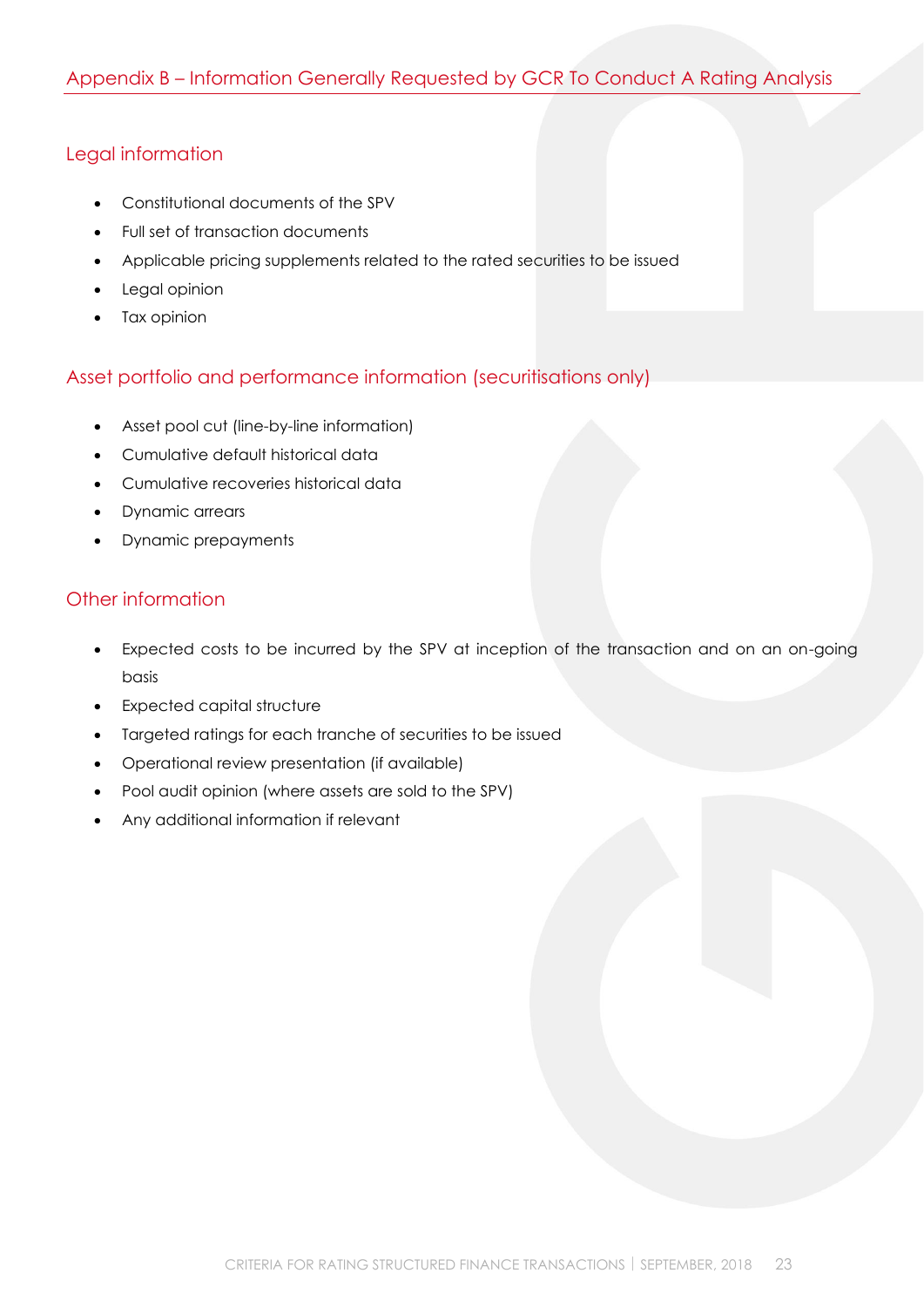## Appendix B – Information Generally Requested by GCR To Conduct A Rating Analysis

### Legal information

- Constitutional documents of the SPV
- Full set of transaction documents
- Applicable pricing supplements related to the rated securities to be issued
- Legal opinion
- Tax opinion

### Asset portfolio and performance information (securitisations only)

- Asset pool cut (line-by-line information)
- Cumulative default historical data
- Cumulative recoveries historical data
- Dynamic arrears
- Dynamic prepayments

### Other information

- Expected costs to be incurred by the SPV at inception of the transaction and on an on-going basis
- Expected capital structure
- Targeted ratings for each tranche of securities to be issued
- Operational review presentation (if available)
- Pool audit opinion (where assets are sold to the SPV)
- Any additional information if relevant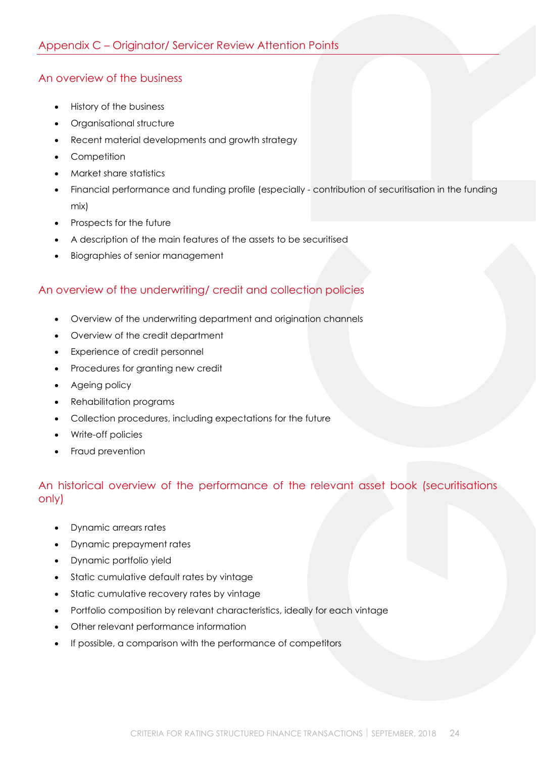## Appendix C – Originator/ Servicer Review Attention Points

### An overview of the business

- History of the business
- Organisational structure
- Recent material developments and growth strategy
- Competition
- Market share statistics
- Financial performance and funding profile (especially - contribution of securitisation in the funding mix)
- Prospects for the future
- A description of the main features of the assets to be securitised
- Biographies of senior management

### An overview of the underwriting/ credit and collection policies

- Overview of the underwriting department and origination channels
- Overview of the credit department
- Experience of credit personnel
- Procedures for granting new credit
- Ageing policy
- Rehabilitation programs
- Collection procedures, including expectations for the future
- Write-off policies
- Fraud prevention

### An historical overview of the performance of the relevant asset book (securitisations only)

- Dynamic arrears rates
- Dynamic prepayment rates
- Dynamic portfolio yield
- Static cumulative default rates by vintage
- Static cumulative recovery rates by vintage
- Portfolio composition by relevant characteristics, ideally for each vintage
- Other relevant performance information
- If possible, a comparison with the performance of competitors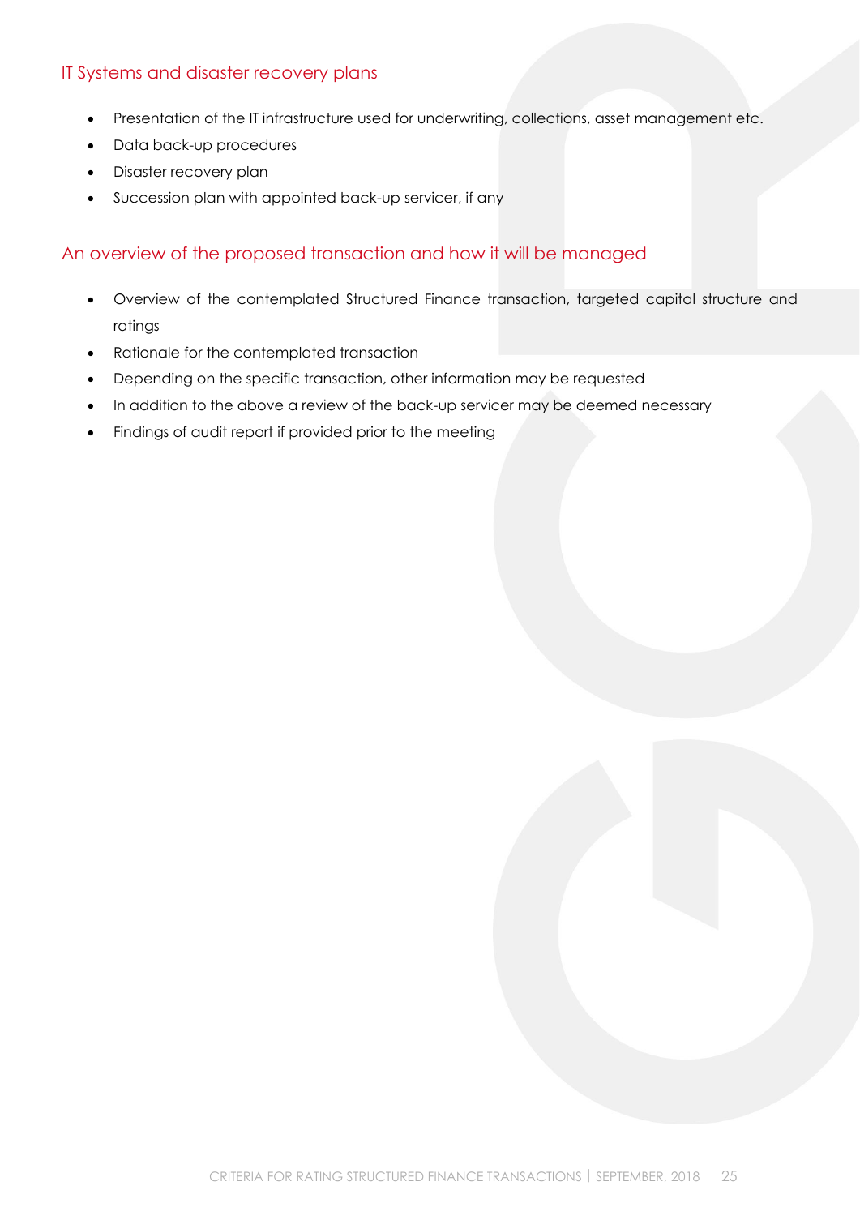## IT Systems and disaster recovery plans

- Presentation of the IT infrastructure used for underwriting, collections, asset management etc.
- Data back-up procedures
- Disaster recovery plan
- Succession plan with appointed back-up servicer, if any

## An overview of the proposed transaction and how it will be managed

- Overview of the contemplated Structured Finance transaction, targeted capital structure and ratings
- Rationale for the contemplated transaction
- Depending on the specific transaction, other information may be requested
- In addition to the above a review of the back-up servicer may be deemed necessary
- Findings of audit report if provided prior to the meeting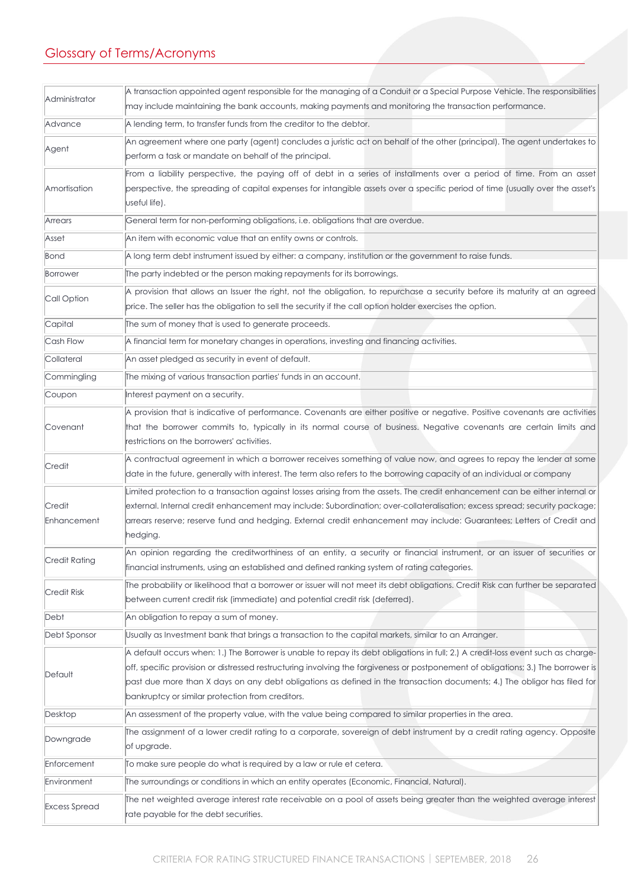## Glossary of Terms/Acronyms

| | |
|---|---|
| Administrator | A transaction appointed agent responsible for the managing of a Conduit or a Special Purpose Vehicle. The responsibilities may include maintaining the bank accounts, making payments and monitoring the transaction performance. |
| Advance | A lending term, to transfer funds from the creditor to the debtor. |
| Agent | An agreement where one party (agent) concludes a juristic act on behalf of the other (principal). The agent undertakes to perform a task or mandate on behalf of the principal. |
| Amortisation | From a liability perspective, the paying off of debt in a series of installments over a period of time. From an asset perspective, the spreading of capital expenses for intangible assets over a specific period of time (usually over the asset's useful life). |
| Arrears | General term for non-performing obligations, i.e. obligations that are overdue. |
| Asset | An item with economic value that an entity owns or controls. |
| Bond | A long term debt instrument issued by either: a company, institution or the government to raise funds. |
| Borrower | The party indebted or the person making repayments for its borrowings. |
| Call Option | A provision that allows an Issuer the right, not the obligation, to repurchase a security before its maturity at an agreed price. The seller has the obligation to sell the security if the call option holder exercises the option. |
| Capital | The sum of money that is used to generate proceeds. |
| Cash Flow | A financial term for monetary changes in operations, investing and financing activities. |
| Collateral | An asset pledged as security in event of default. |
| Commingling | The mixing of various transaction parties' funds in an account. |
| Coupon | Interest payment on a security. |
| Covenant | A provision that is indicative of performance. Covenants are either positive or negative. Positive covenants are activities that the borrower commits to, typically in its normal course of business. Negative covenants are certain limits and restrictions on the borrowers' activities. |
| Credit | A contractual agreement in which a borrower receives something of value now, and agrees to repay the lender at some date in the future, generally with interest. The term also refers to the borrowing capacity of an individual or company |
| Credit Enhancement | Limited protection to a transaction against losses arising from the assets. The credit enhancement can be either internal or external. Internal credit enhancement may include: Subordination; over-collateralisation; excess spread; security package; arrears reserve; reserve fund and hedging. External credit enhancement may include: Guarantees; Letters of Credit and hedging. |
| Credit Rating | An opinion regarding the creditworthiness of an entity, a security or financial instrument, or an issuer of securities or financial instruments, using an established and defined ranking system of rating categories. |
| Credit Risk | The probability or likelihood that a borrower or issuer will not meet its debt obligations. Credit Risk can further be separated between current credit risk (immediate) and potential credit risk (deferred). |
| Debt | An obligation to repay a sum of money. |
| Debt Sponsor | Usually as Investment bank that brings a transaction to the capital markets, similar to an Arranger. |
| Default | A default occurs when: 1.) The Borrower is unable to repay its debt obligations in full; 2.) A credit-loss event such as charge-off, specific provision or distressed restructuring involving the forgiveness or postponement of obligations; 3.) The borrower is past due more than X days on any debt obligations as defined in the transaction documents; 4.) The obligor has filed for bankruptcy or similar protection from creditors. |
| Desktop | An assessment of the property value, with the value being compared to similar properties in the area. |
| Downgrade | The assignment of a lower credit rating to a corporate, sovereign of debt instrument by a credit rating agency. Opposite of upgrade. |
| Enforcement | To make sure people do what is required by a law or rule et cetera. |
| Environment | The surroundings or conditions in which an entity operates (Economic, Financial, Natural). |
| Excess Spread | The net weighted average interest rate receivable on a pool of assets being greater than the weighted average interest rate payable for the debt securities. |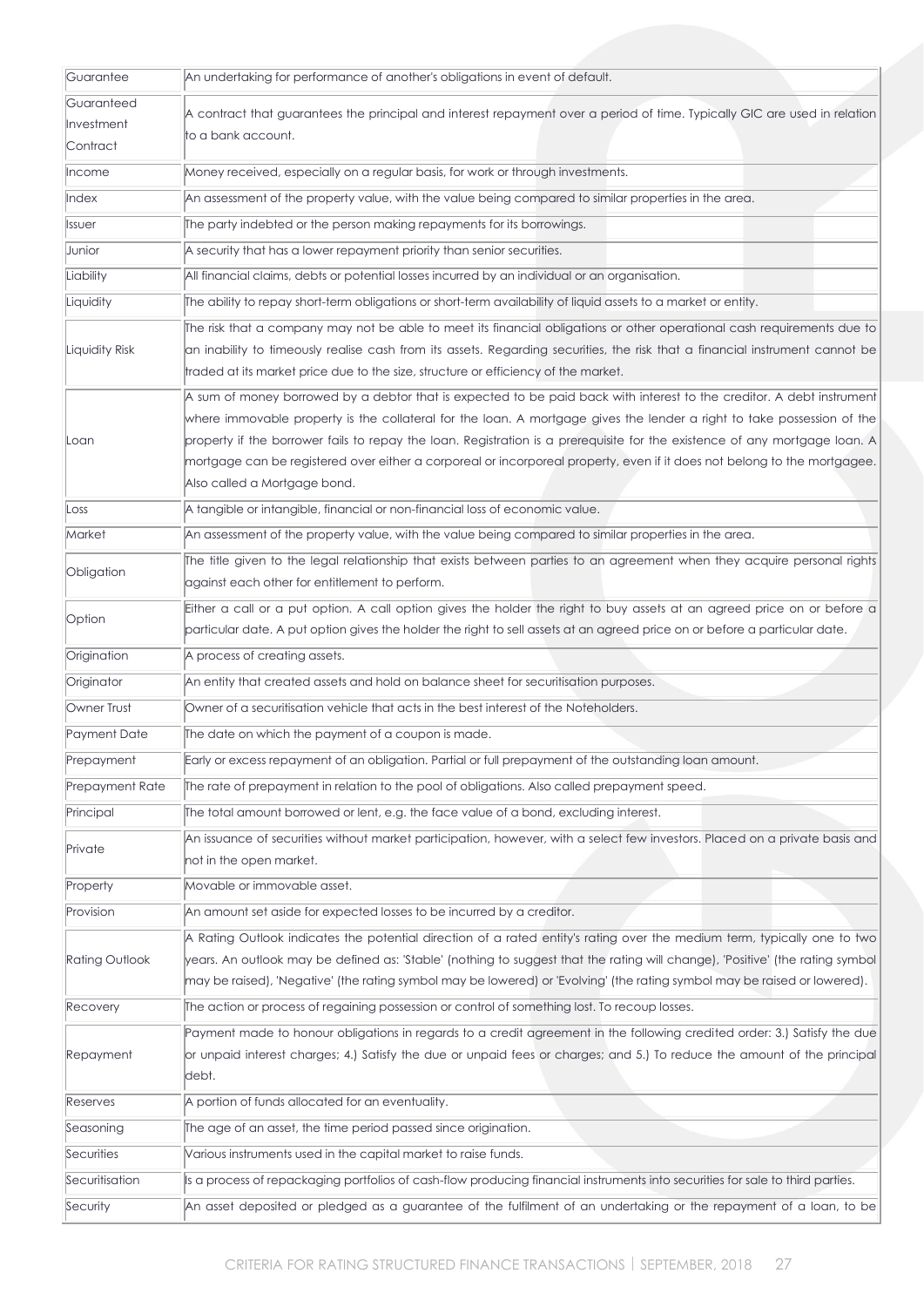| | |
|---|---|
| Guarantee | An undertaking for performance of another's obligations in event of default. |
| Guaranteed Investment Contract | A contract that guarantees the principal and interest repayment over a period of time. Typically GIC are used in relation to a bank account. |
| Income | Money received, especially on a regular basis, for work or through investments. |
| Index | An assessment of the property value, with the value being compared to similar properties in the area. |
| Issuer | The party indebted or the person making repayments for its borrowings. |
| Junior | A security that has a lower repayment priority than senior securities. |
| Liability | All financial claims, debts or potential losses incurred by an individual or an organisation. |
| Liquidity | The ability to repay short-term obligations or short-term availability of liquid assets to a market or entity. |
| Liquidity Risk | The risk that a company may not be able to meet its financial obligations or other operational cash requirements due to an inability to timeously realise cash from its assets. Regarding securities, the risk that a financial instrument cannot be traded at its market price due to the size, structure or efficiency of the market. |
| Loan | A sum of money borrowed by a debtor that is expected to be paid back with interest to the creditor. A debt instrument where immovable property is the collateral for the loan. A mortgage gives the lender a right to take possession of the property if the borrower fails to repay the loan. Registration is a prerequisite for the existence of any mortgage loan. A mortgage can be registered over either a corporeal or incorporeal property, even if it does not belong to the mortgagee. Also called a Mortgage bond. |
| Loss | A tangible or intangible, financial or non-financial loss of economic value. |
| Market | An assessment of the property value, with the value being compared to similar properties in the area. |
| Obligation | The title given to the legal relationship that exists between parties to an agreement when they acquire personal rights against each other for entitlement to perform. |
| Option | Either a call or a put option. A call option gives the holder the right to buy assets at an agreed price on or before a particular date. A put option gives the holder the right to sell assets at an agreed price on or before a particular date. |
| Origination | A process of creating assets. |
| Originator | An entity that created assets and hold on balance sheet for securitisation purposes. |
| Owner Trust | Owner of a securitisation vehicle that acts in the best interest of the Noteholders. |
| Payment Date | The date on which the payment of a coupon is made. |
| Prepayment | Early or excess repayment of an obligation. Partial or full prepayment of the outstanding loan amount. |
| Prepayment Rate | The rate of prepayment in relation to the pool of obligations. Also called prepayment speed. |
| Principal | The total amount borrowed or lent, e.g. the face value of a bond, excluding interest. |
| Private | An issuance of securities without market participation, however, with a select few investors. Placed on a private basis and not in the open market. |
| Property | Movable or immovable asset. |
| Provision | An amount set aside for expected losses to be incurred by a creditor. |
| Rating Outlook | A Rating Outlook indicates the potential direction of a rated entity's rating over the medium term, typically one to two years. An outlook may be defined as: 'Stable' (nothing to suggest that the rating will change), 'Positive' (the rating symbol may be raised), 'Negative' (the rating symbol may be lowered) or 'Evolving' (the rating symbol may be raised or lowered). |
| Recovery | The action or process of regaining possession or control of something lost. To recoup losses. |
| Repayment | Payment made to honour obligations in regards to a credit agreement in the following credited order: 3.) Satisfy the due or unpaid interest charges; 4.) Satisfy the due or unpaid fees or charges; and 5.) To reduce the amount of the principal debt. |
| Reserves | A portion of funds allocated for an eventuality. |
| Seasoning | The age of an asset, the time period passed since origination. |
| Securities | Various instruments used in the capital market to raise funds. |
| Securitisation | Is a process of repackaging portfolios of cash-flow producing financial instruments into securities for sale to third parties. |
| Security | An asset deposited or pledged as a guarantee of the fulfilment of an undertaking or the repayment of a loan, to be |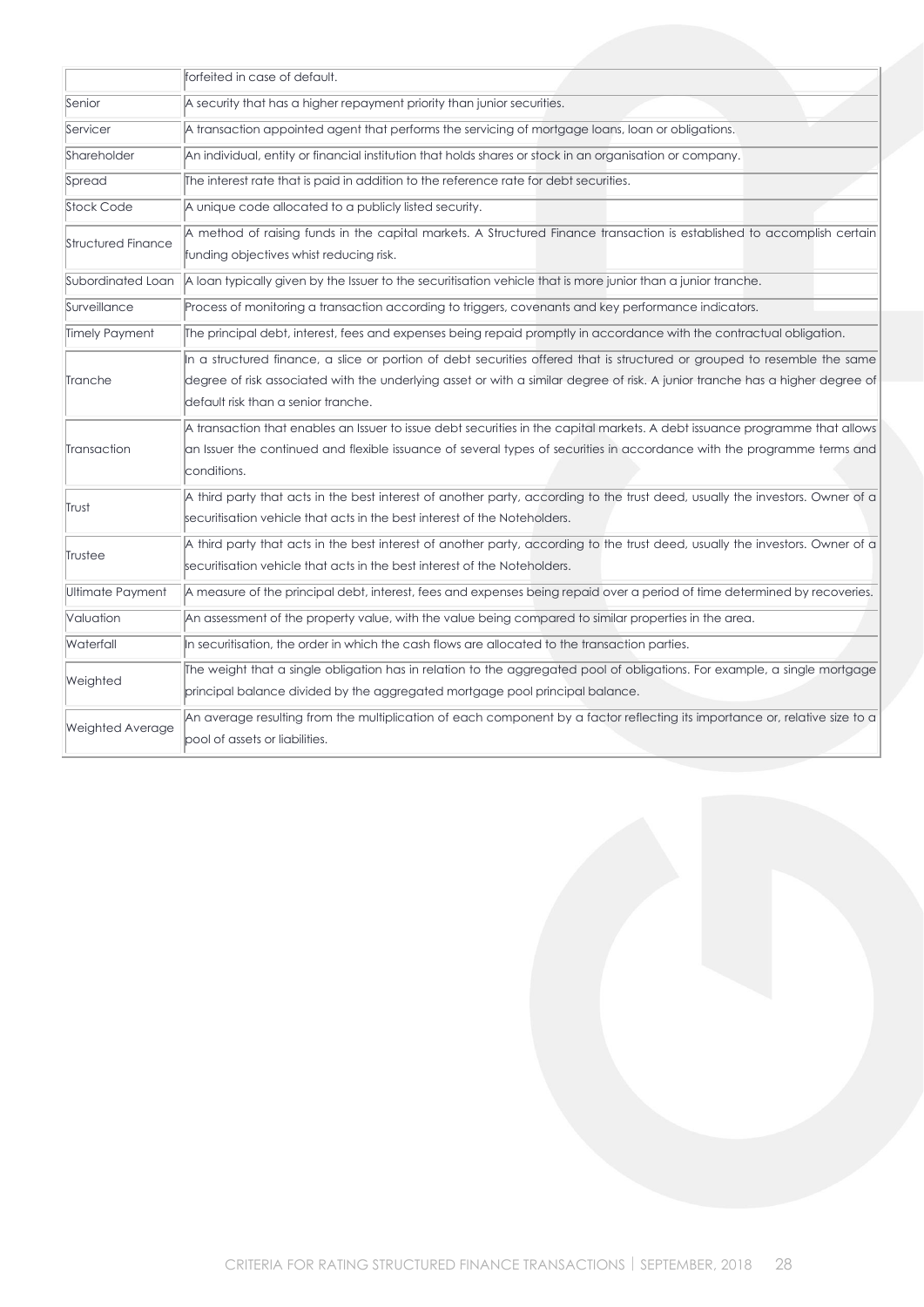| | |
|---|---|
| | forfeited in case of default. |
| Senior | A security that has a higher repayment priority than junior securities. |
| Servicer | A transaction appointed agent that performs the servicing of mortgage loans, loan or obligations. |
| Shareholder | An individual, entity or financial institution that holds shares or stock in an organisation or company. |
| Spread | The interest rate that is paid in addition to the reference rate for debt securities. |
| Stock Code | A unique code allocated to a publicly listed security. |
| Structured Finance | A method of raising funds in the capital markets. A Structured Finance transaction is established to accomplish certain funding objectives whist reducing risk. |
| Subordinated Loan | A loan typically given by the Issuer to the securitisation vehicle that is more junior than a junior tranche. |
| Surveillance | Process of monitoring a transaction according to triggers, covenants and key performance indicators. |
| Timely Payment | The principal debt, interest, fees and expenses being repaid promptly in accordance with the contractual obligation. |
| Tranche | In a structured finance, a slice or portion of debt securities offered that is structured or grouped to resemble the same degree of risk associated with the underlying asset or with a similar degree of risk. A junior tranche has a higher degree of default risk than a senior tranche. |
| Transaction | A transaction that enables an Issuer to issue debt securities in the capital markets. A debt issuance programme that allows an Issuer the continued and flexible issuance of several types of securities in accordance with the programme terms and conditions. |
| Trust | A third party that acts in the best interest of another party, according to the trust deed, usually the investors. Owner of a securitisation vehicle that acts in the best interest of the Noteholders. |
| Trustee | A third party that acts in the best interest of another party, according to the trust deed, usually the investors. Owner of a securitisation vehicle that acts in the best interest of the Noteholders. |
| Ultimate Payment | A measure of the principal debt, interest, fees and expenses being repaid over a period of time determined by recoveries. |
| Valuation | An assessment of the property value, with the value being compared to similar properties in the area. |
| Waterfall | In securitisation, the order in which the cash flows are allocated to the transaction parties. |
| Weighted | The weight that a single obligation has in relation to the aggregated pool of obligations. For example, a single mortgage principal balance divided by the aggregated mortgage pool principal balance. |
| Weighted Average | An average resulting from the multiplication of each component by a factor reflecting its importance or, relative size to a pool of assets or liabilities. |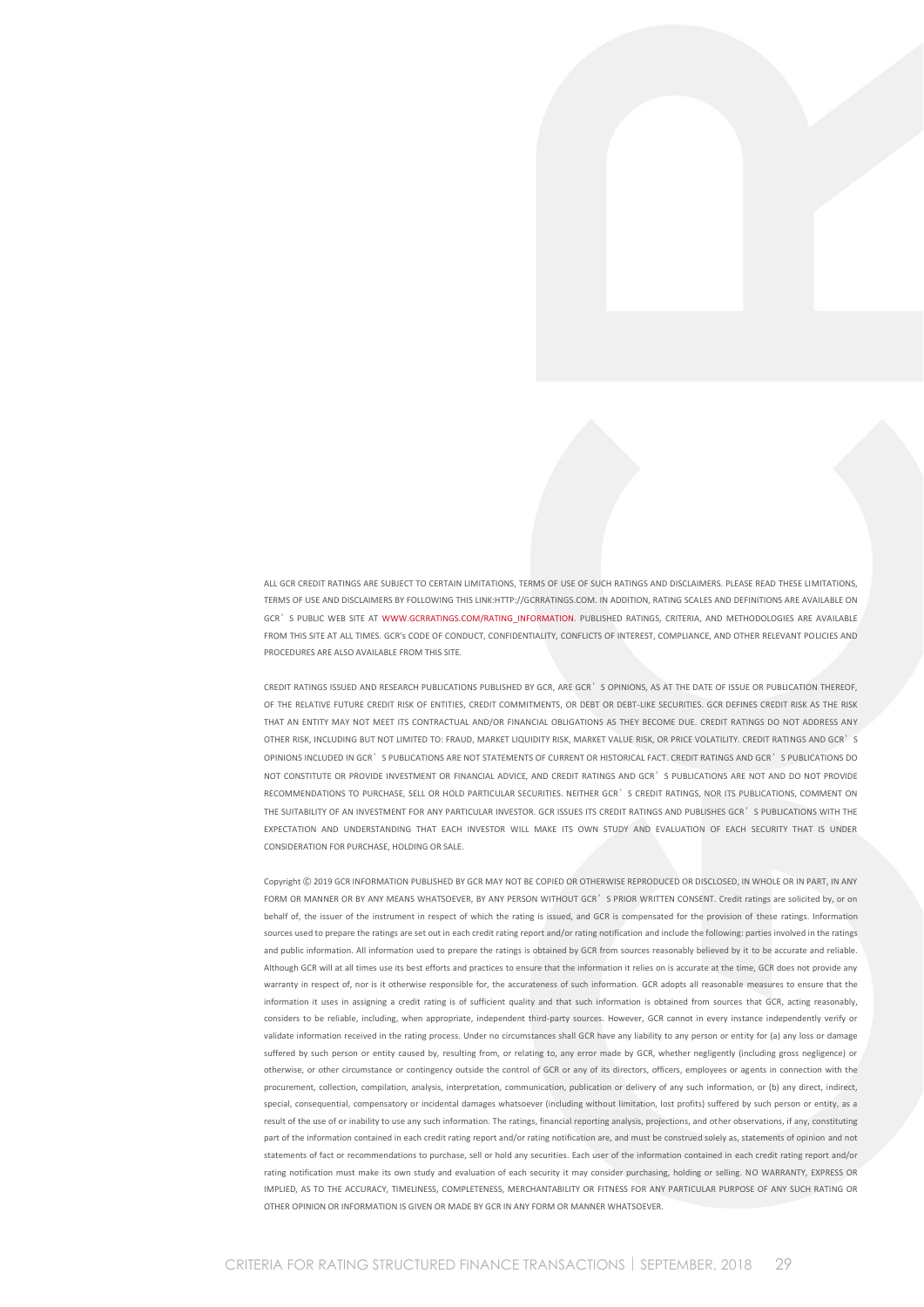ALL GCR CREDIT RATINGS ARE SUBJECT TO CERTAIN LIMITATIONS, TERMS OF USE OF SUCH RATINGS AND DISCLAIMERS. PLEASE READ THESE LIMITATIONS, TERMS OF USE AND DISCLAIMERS BY FOLLOWING THIS LINK:HTTP://GCRRATINGS.COM. IN ADDITION, RATING SCALES AND DEFINITIONS ARE AVAILABLE ON GCR'S PUBLIC WEB SITE AT WWW.GCRRATINGS.COM/RATING_INFORMATION. PUBLISHED RATINGS, CRITERIA, AND METHODOLOGIES ARE AVAILABLE FROM THIS SITE AT ALL TIMES. GCR's CODE OF CONDUCT, CONFIDENTIALITY, CONFLICTS OF INTEREST, COMPLIANCE, AND OTHER RELEVANT POLICIES AND PROCEDURES ARE ALSO AVAILABLE FROM THIS SITE.

CREDIT RATINGS ISSUED AND RESEARCH PUBLICATIONS PUBLISHED BY GCR, ARE GCR'S OPINIONS, AS AT THE DATE OF ISSUE OR PUBLICATION THEREOF, OF THE RELATIVE FUTURE CREDIT RISK OF ENTITIES, CREDIT COMMITMENTS, OR DEBT OR DEBT-LIKE SECURITIES. GCR DEFINES CREDIT RISK AS THE RISK THAT AN ENTITY MAY NOT MEET ITS CONTRACTUAL AND/OR FINANCIAL OBLIGATIONS AS THEY BECOME DUE. CREDIT RATINGS DO NOT ADDRESS ANY OTHER RISK, INCLUDING BUT NOT LIMITED TO: FRAUD, MARKET LIQUIDITY RISK, MARKET VALUE RISK, OR PRICE VOLATILITY. CREDIT RATINGS AND GCR'S OPINIONS INCLUDED IN GCR'S PUBLICATIONS ARE NOT STATEMENTS OF CURRENT OR HISTORICAL FACT. CREDIT RATINGS AND GCR'S PUBLICATIONS DO NOT CONSTITUTE OR PROVIDE INVESTMENT OR FINANCIAL ADVICE, AND CREDIT RATINGS AND GCR'S PUBLICATIONS ARE NOT AND DO NOT PROVIDE RECOMMENDATIONS TO PURCHASE, SELL OR HOLD PARTICULAR SECURITIES. NEITHER GCR'S CREDIT RATINGS, NOR ITS PUBLICATIONS, COMMENT ON THE SUITABILITY OF AN INVESTMENT FOR ANY PARTICULAR INVESTOR. GCR ISSUES ITS CREDIT RATINGS AND PUBLISHES GCR'S PUBLICATIONS WITH THE EXPECTATION AND UNDERSTANDING THAT EACH INVESTOR WILL MAKE ITS OWN STUDY AND EVALUATION OF EACH SECURITY THAT IS UNDER CONSIDERATION FOR PURCHASE, HOLDING OR SALE.

Copyright © 2019 GCR INFORMATION PUBLISHED BY GCR MAY NOT BE COPIED OR OTHERWISE REPRODUCED OR DISCLOSED, IN WHOLE OR IN PART, IN ANY FORM OR MANNER OR BY ANY MEANS WHATSOEVER, BY ANY PERSON WITHOUT GCR'S PRIOR WRITTEN CONSENT. Credit ratings are solicited by, or on behalf of, the issuer of the instrument in respect of which the rating is issued, and GCR is compensated for the provision of these ratings. Information sources used to prepare the ratings are set out in each credit rating report and/or rating notification and include the following: parties involved in the ratings and public information. All information used to prepare the ratings is obtained by GCR from sources reasonably believed by it to be accurate and reliable. Although GCR will at all times use its best efforts and practices to ensure that the information it relies on is accurate at the time, GCR does not provide any warranty in respect of, nor is it otherwise responsible for, the accurateness of such information. GCR adopts all reasonable measures to ensure that the information it uses in assigning a credit rating is of sufficient quality and that such information is obtained from sources that GCR, acting reasonably, considers to be reliable, including, when appropriate, independent third-party sources. However, GCR cannot in every instance independently verify or validate information received in the rating process. Under no circumstances shall GCR have any liability to any person or entity for (a) any loss or damage suffered by such person or entity caused by, resulting from, or relating to, any error made by GCR, whether negligently (including gross negligence) or otherwise, or other circumstance or contingency outside the control of GCR or any of its directors, officers, employees or agents in connection with the procurement, collection, compilation, analysis, interpretation, communication, publication or delivery of any such information, or (b) any direct, indirect, special, consequential, compensatory or incidental damages whatsoever (including without limitation, lost profits) suffered by such person or entity, as a result of the use of or inability to use any such information. The ratings, financial reporting analysis, projections, and other observations, if any, constituting part of the information contained in each credit rating report and/or rating notification are, and must be construed solely as, statements of opinion and not statements of fact or recommendations to purchase, sell or hold any securities. Each user of the information contained in each credit rating report and/or rating notification must make its own study and evaluation of each security it may consider purchasing, holding or selling. NO WARRANTY, EXPRESS OR IMPLIED, AS TO THE ACCURACY, TIMELINESS, COMPLETENESS, MERCHANTABILITY OR FITNESS FOR ANY PARTICULAR PURPOSE OF ANY SUCH RATING OR OTHER OPINION OR INFORMATION IS GIVEN OR MADE BY GCR IN ANY FORM OR MANNER WHATSOEVER.